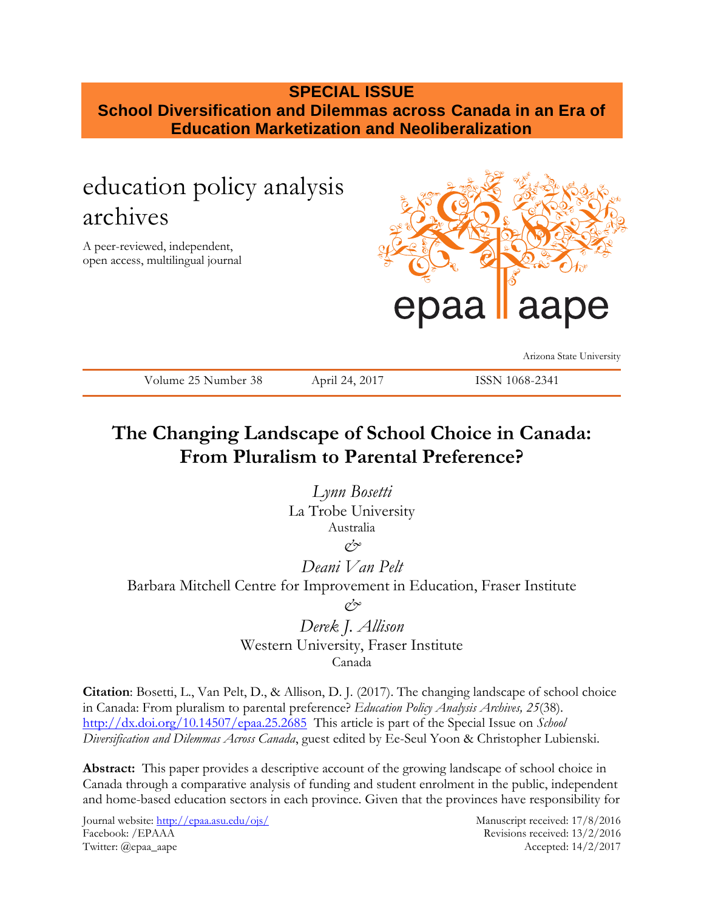**SPECIAL ISSUE**
**School Diversification and Dilemmas across Canada in an Era of Education Marketization and Neoliberalization**

education policy analysis archives

A peer-reviewed, independent, open access, multilingual journal

epaa aape

Arizona State University

Volume 25 Number 38 | April 24, 2017 | ISSN 1068-2341

# The Changing Landscape of School Choice in Canada: From Pluralism to Parental Preference?

*Lynn Bosetti*
La Trobe University
Australia

&

*Deani Van Pelt*
Barbara Mitchell Centre for Improvement in Education, Fraser Institute

&

*Derek J. Allison*
Western University, Fraser Institute
Canada

**Citation**: Bosetti, L., Van Pelt, D., & Allison, D. J. (2017). The changing landscape of school choice in Canada: From pluralism to parental preference? *Education Policy Analysis Archives, 25*(38). http://dx.doi.org/10.14507/epaa.25.2685 This article is part of the Special Issue on *School Diversification and Dilemmas Across Canada*, guest edited by Ee-Seul Yoon & Christopher Lubienski.

**Abstract:** This paper provides a descriptive account of the growing landscape of school choice in Canada through a comparative analysis of funding and student enrolment in the public, independent and home-based education sectors in each province. Given that the provinces have responsibility for

Journal website: http://epaa.asu.edu/ojs/
Facebook: /EPAAA
Twitter: @epaa_aape

Manuscript received: 17/8/2016
Revisions received: 13/2/2016
Accepted: 14/2/2017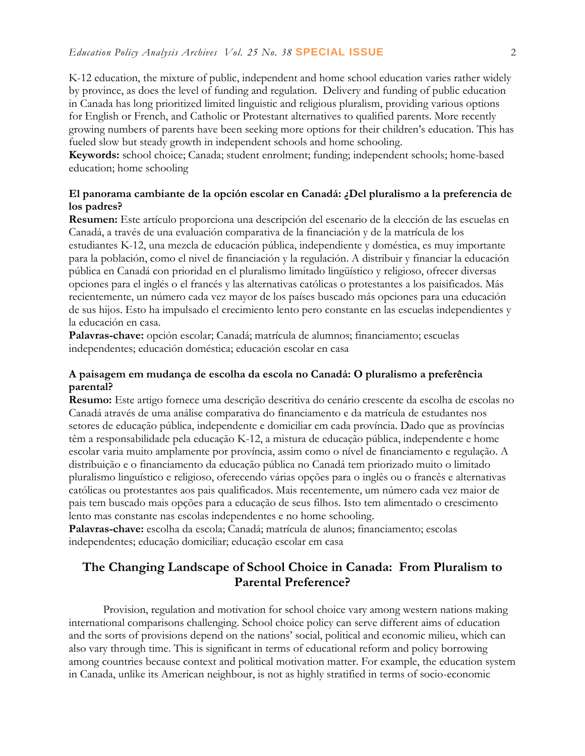K-12 education, the mixture of public, independent and home school education varies rather widely by province, as does the level of funding and regulation. Delivery and funding of public education in Canada has long prioritized limited linguistic and religious pluralism, providing various options for English or French, and Catholic or Protestant alternatives to qualified parents. More recently growing numbers of parents have been seeking more options for their children's education. This has fueled slow but steady growth in independent schools and home schooling.
**Keywords:** school choice; Canada; student enrolment; funding; independent schools; home-based education; home schooling

**El panorama cambiante de la opción escolar en Canadá: ¿Del pluralismo a la preferencia de los padres?**
**Resumen:** Este artículo proporciona una descripción del escenario de la elección de las escuelas en Canadá, a través de una evaluación comparativa de la financiación y de la matrícula de los estudiantes K-12, una mezcla de educación pública, independiente y doméstica, es muy importante para la población, como el nivel de financiación y la regulación. A distribuir y financiar la educación pública en Canadá con prioridad en el pluralismo limitado lingüístico y religioso, ofrecer diversas opciones para el inglés o el francés y las alternativas católicas o protestantes a los paisificados. Más recientemente, un número cada vez mayor de los países buscado más opciones para una educación de sus hijos. Esto ha impulsado el crecimiento lento pero constante en las escuelas independientes y la educación en casa.
**Palavras-chave:** opción escolar; Canadá; matrícula de alumnos; financiamento; escuelas independientes; educación doméstica; educación escolar en casa

**A paisagem em mudança de escolha da escola no Canadá: O pluralismo a preferência parental?**
**Resumo:** Este artigo fornece uma descrição descritiva do cenário crescente da escolha de escolas no Canadá através de uma análise comparativa do financiamento e da matrícula de estudantes nos setores de educação pública, independente e domiciliar em cada província. Dado que as províncias têm a responsabilidade pela educação K-12, a mistura de educação pública, independente e home escolar varia muito amplamente por província, assim como o nível de financiamento e regulação. A distribuição e o financiamento da educação pública no Canadá tem priorizado muito o limitado pluralismo linguístico e religioso, oferecendo várias opções para o inglês ou o francês e alternativas católicas ou protestantes aos pais qualificados. Mais recentemente, um número cada vez maior de pais tem buscado mais opções para a educação de seus filhos. Isto tem alimentado o crescimento lento mas constante nas escolas independentes e no home schooling.
**Palavras-chave:** escolha da escola; Canadá; matrícula de alunos; financiamento; escolas independentes; educação domiciliar; educação escolar em casa

## The Changing Landscape of School Choice in Canada: From Pluralism to Parental Preference?

Provision, regulation and motivation for school choice vary among western nations making international comparisons challenging. School choice policy can serve different aims of education and the sorts of provisions depend on the nations' social, political and economic milieu, which can also vary through time. This is significant in terms of educational reform and policy borrowing among countries because context and political motivation matter. For example, the education system in Canada, unlike its American neighbour, is not as highly stratified in terms of socio-economic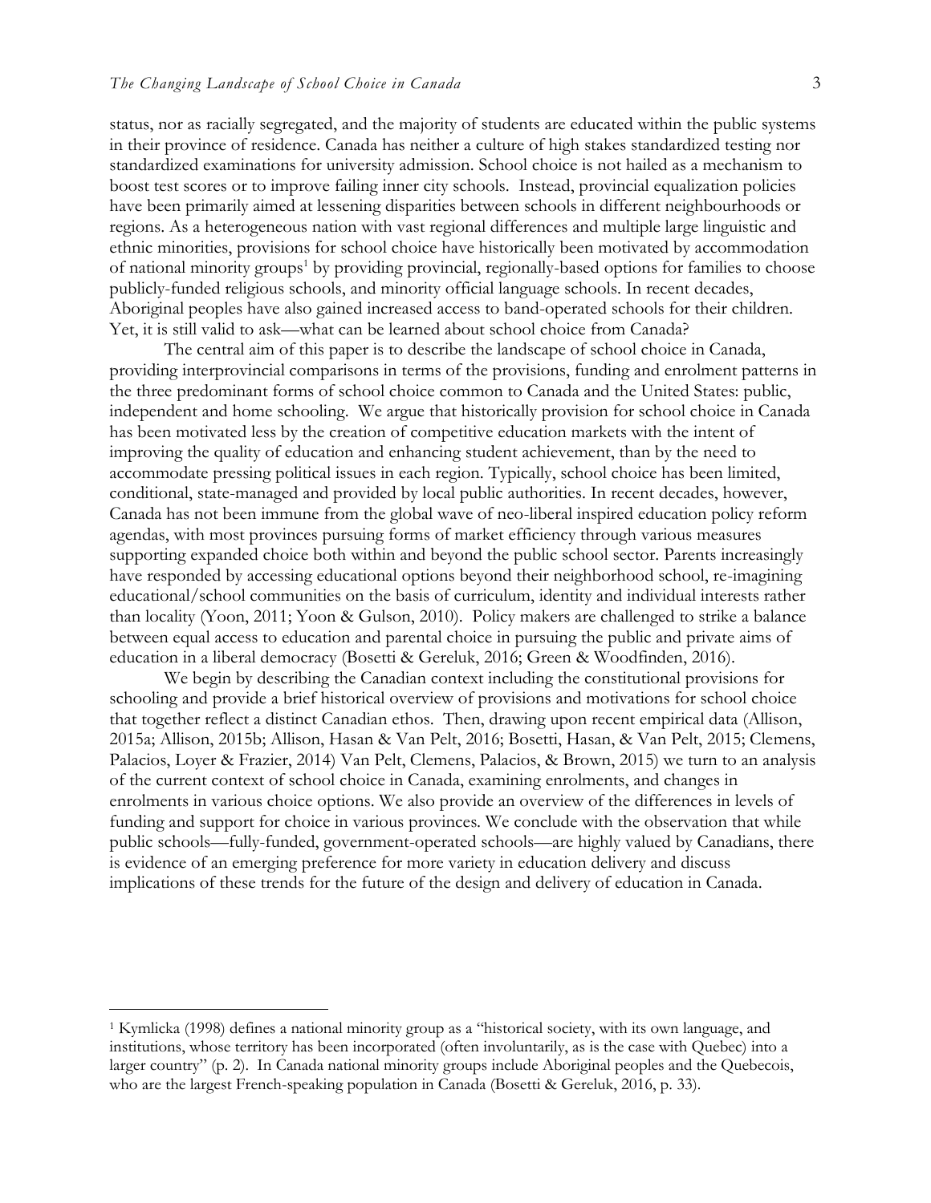status, nor as racially segregated, and the majority of students are educated within the public systems in their province of residence. Canada has neither a culture of high stakes standardized testing nor standardized examinations for university admission. School choice is not hailed as a mechanism to boost test scores or to improve failing inner city schools. Instead, provincial equalization policies have been primarily aimed at lessening disparities between schools in different neighbourhoods or regions. As a heterogeneous nation with vast regional differences and multiple large linguistic and ethnic minorities, provisions for school choice have historically been motivated by accommodation of national minority groups[1] by providing provincial, regionally-based options for families to choose publicly-funded religious schools, and minority official language schools. In recent decades, Aboriginal peoples have also gained increased access to band-operated schools for their children. Yet, it is still valid to ask—what can be learned about school choice from Canada?

The central aim of this paper is to describe the landscape of school choice in Canada, providing interprovincial comparisons in terms of the provisions, funding and enrolment patterns in the three predominant forms of school choice common to Canada and the United States: public, independent and home schooling. We argue that historically provision for school choice in Canada has been motivated less by the creation of competitive education markets with the intent of improving the quality of education and enhancing student achievement, than by the need to accommodate pressing political issues in each region. Typically, school choice has been limited, conditional, state-managed and provided by local public authorities. In recent decades, however, Canada has not been immune from the global wave of neo-liberal inspired education policy reform agendas, with most provinces pursuing forms of market efficiency through various measures supporting expanded choice both within and beyond the public school sector. Parents increasingly have responded by accessing educational options beyond their neighborhood school, re-imagining educational/school communities on the basis of curriculum, identity and individual interests rather than locality (Yoon, 2011; Yoon & Gulson, 2010). Policy makers are challenged to strike a balance between equal access to education and parental choice in pursuing the public and private aims of education in a liberal democracy (Bosetti & Gereluk, 2016; Green & Woodfinden, 2016).

We begin by describing the Canadian context including the constitutional provisions for schooling and provide a brief historical overview of provisions and motivations for school choice that together reflect a distinct Canadian ethos. Then, drawing upon recent empirical data (Allison, 2015a; Allison, 2015b; Allison, Hasan & Van Pelt, 2016; Bosetti, Hasan, & Van Pelt, 2015; Clemens, Palacios, Loyer & Frazier, 2014) Van Pelt, Clemens, Palacios, & Brown, 2015) we turn to an analysis of the current context of school choice in Canada, examining enrolments, and changes in enrolments in various choice options. We also provide an overview of the differences in levels of funding and support for choice in various provinces. We conclude with the observation that while public schools—fully-funded, government-operated schools—are highly valued by Canadians, there is evidence of an emerging preference for more variety in education delivery and discuss implications of these trends for the future of the design and delivery of education in Canada.

---

[1] Kymlicka (1998) defines a national minority group as a "historical society, with its own language, and institutions, whose territory has been incorporated (often involuntarily, as is the case with Quebec) into a larger country" (p. 2). In Canada national minority groups include Aboriginal peoples and the Quebecois, who are the largest French-speaking population in Canada (Bosetti & Gereluk, 2016, p. 33).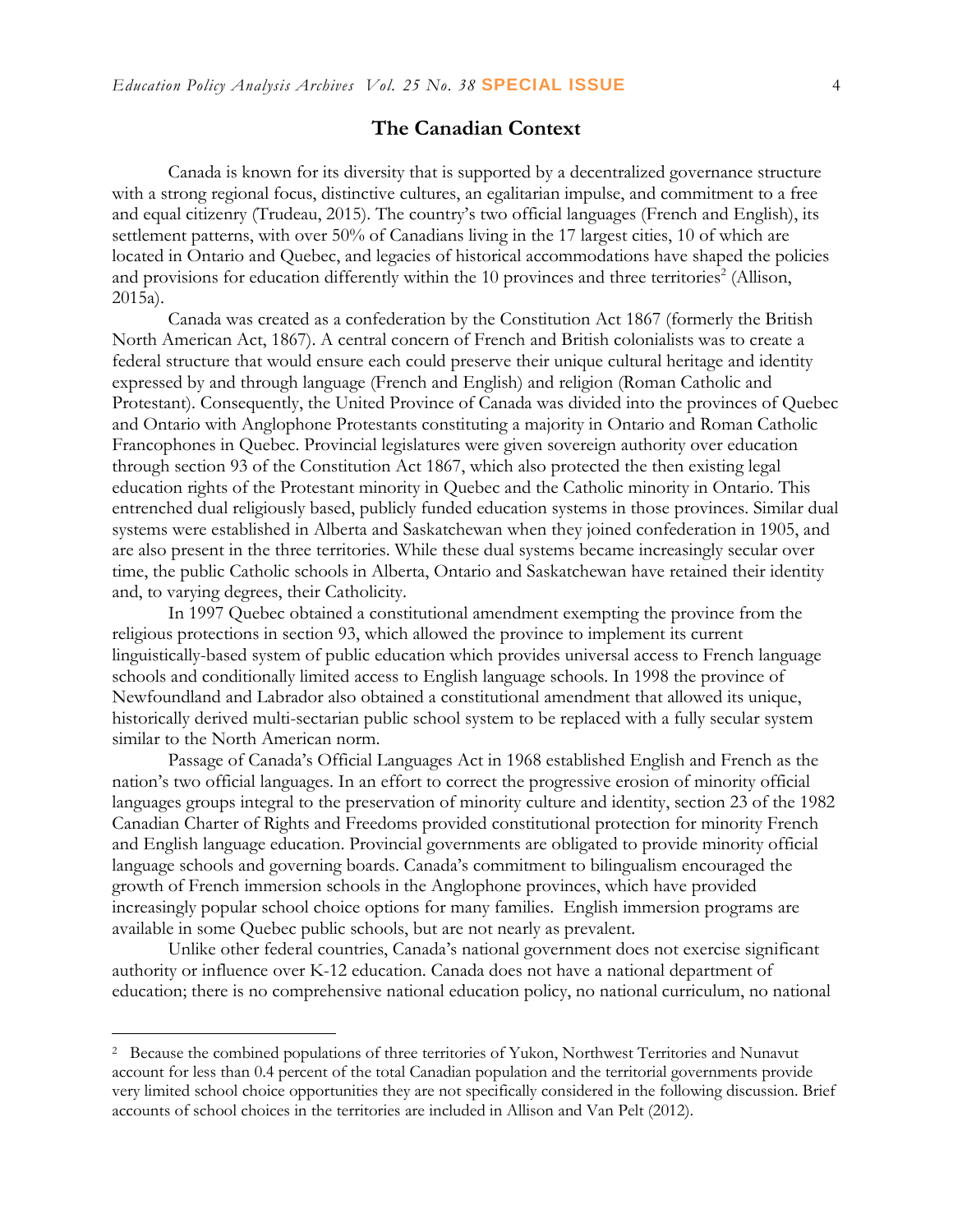## The Canadian Context

Canada is known for its diversity that is supported by a decentralized governance structure with a strong regional focus, distinctive cultures, an egalitarian impulse, and commitment to a free and equal citizenry (Trudeau, 2015). The country's two official languages (French and English), its settlement patterns, with over 50% of Canadians living in the 17 largest cities, 10 of which are located in Ontario and Quebec, and legacies of historical accommodations have shaped the policies and provisions for education differently within the 10 provinces and three territories[2] (Allison, 2015a).

Canada was created as a confederation by the Constitution Act 1867 (formerly the British North American Act, 1867). A central concern of French and British colonialists was to create a federal structure that would ensure each could preserve their unique cultural heritage and identity expressed by and through language (French and English) and religion (Roman Catholic and Protestant). Consequently, the United Province of Canada was divided into the provinces of Quebec and Ontario with Anglophone Protestants constituting a majority in Ontario and Roman Catholic Francophones in Quebec. Provincial legislatures were given sovereign authority over education through section 93 of the Constitution Act 1867, which also protected the then existing legal education rights of the Protestant minority in Quebec and the Catholic minority in Ontario. This entrenched dual religiously based, publicly funded education systems in those provinces. Similar dual systems were established in Alberta and Saskatchewan when they joined confederation in 1905, and are also present in the three territories. While these dual systems became increasingly secular over time, the public Catholic schools in Alberta, Ontario and Saskatchewan have retained their identity and, to varying degrees, their Catholicity.

In 1997 Quebec obtained a constitutional amendment exempting the province from the religious protections in section 93, which allowed the province to implement its current linguistically-based system of public education which provides universal access to French language schools and conditionally limited access to English language schools. In 1998 the province of Newfoundland and Labrador also obtained a constitutional amendment that allowed its unique, historically derived multi-sectarian public school system to be replaced with a fully secular system similar to the North American norm.

Passage of Canada's Official Languages Act in 1968 established English and French as the nation's two official languages. In an effort to correct the progressive erosion of minority official languages groups integral to the preservation of minority culture and identity, section 23 of the 1982 Canadian Charter of Rights and Freedoms provided constitutional protection for minority French and English language education. Provincial governments are obligated to provide minority official language schools and governing boards. Canada's commitment to bilingualism encouraged the growth of French immersion schools in the Anglophone provinces, which have provided increasingly popular school choice options for many families. English immersion programs are available in some Quebec public schools, but are not nearly as prevalent.

Unlike other federal countries, Canada's national government does not exercise significant authority or influence over K-12 education. Canada does not have a national department of education; there is no comprehensive national education policy, no national curriculum, no national

---

[2] Because the combined populations of three territories of Yukon, Northwest Territories and Nunavut account for less than 0.4 percent of the total Canadian population and the territorial governments provide very limited school choice opportunities they are not specifically considered in the following discussion. Brief accounts of school choices in the territories are included in Allison and Van Pelt (2012).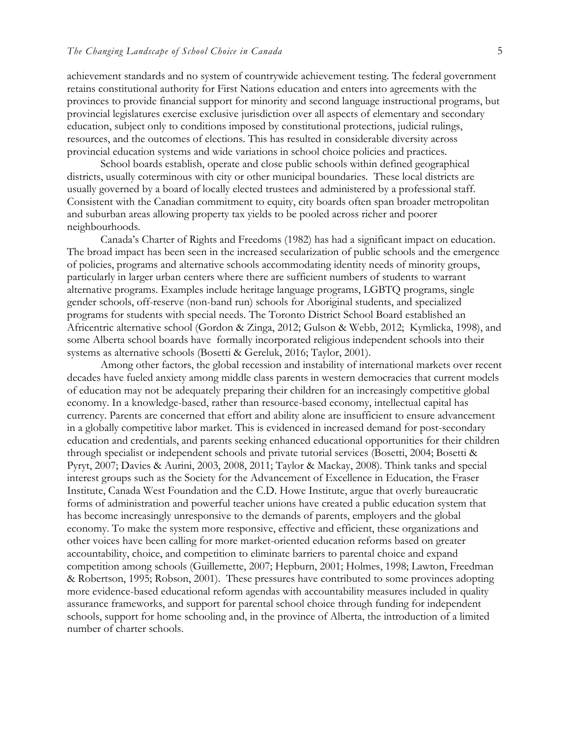achievement standards and no system of countrywide achievement testing. The federal government retains constitutional authority for First Nations education and enters into agreements with the provinces to provide financial support for minority and second language instructional programs, but provincial legislatures exercise exclusive jurisdiction over all aspects of elementary and secondary education, subject only to conditions imposed by constitutional protections, judicial rulings, resources, and the outcomes of elections. This has resulted in considerable diversity across provincial education systems and wide variations in school choice policies and practices.

School boards establish, operate and close public schools within defined geographical districts, usually coterminous with city or other municipal boundaries. These local districts are usually governed by a board of locally elected trustees and administered by a professional staff. Consistent with the Canadian commitment to equity, city boards often span broader metropolitan and suburban areas allowing property tax yields to be pooled across richer and poorer neighbourhoods.

Canada's Charter of Rights and Freedoms (1982) has had a significant impact on education. The broad impact has been seen in the increased secularization of public schools and the emergence of policies, programs and alternative schools accommodating identity needs of minority groups, particularly in larger urban centers where there are sufficient numbers of students to warrant alternative programs. Examples include heritage language programs, LGBTQ programs, single gender schools, off-reserve (non-band run) schools for Aboriginal students, and specialized programs for students with special needs. The Toronto District School Board established an Africentric alternative school (Gordon & Zinga, 2012; Gulson & Webb, 2012; Kymlicka, 1998), and some Alberta school boards have formally incorporated religious independent schools into their systems as alternative schools (Bosetti & Gereluk, 2016; Taylor, 2001).

Among other factors, the global recession and instability of international markets over recent decades have fueled anxiety among middle class parents in western democracies that current models of education may not be adequately preparing their children for an increasingly competitive global economy. In a knowledge-based, rather than resource-based economy, intellectual capital has currency. Parents are concerned that effort and ability alone are insufficient to ensure advancement in a globally competitive labor market. This is evidenced in increased demand for post-secondary education and credentials, and parents seeking enhanced educational opportunities for their children through specialist or independent schools and private tutorial services (Bosetti, 2004; Bosetti & Pyryt, 2007; Davies & Aurini, 2003, 2008, 2011; Taylor & Mackay, 2008). Think tanks and special interest groups such as the Society for the Advancement of Excellence in Education, the Fraser Institute, Canada West Foundation and the C.D. Howe Institute, argue that overly bureaucratic forms of administration and powerful teacher unions have created a public education system that has become increasingly unresponsive to the demands of parents, employers and the global economy. To make the system more responsive, effective and efficient, these organizations and other voices have been calling for more market-oriented education reforms based on greater accountability, choice, and competition to eliminate barriers to parental choice and expand competition among schools (Guillemette, 2007; Hepburn, 2001; Holmes, 1998; Lawton, Freedman & Robertson, 1995; Robson, 2001). These pressures have contributed to some provinces adopting more evidence-based educational reform agendas with accountability measures included in quality assurance frameworks, and support for parental school choice through funding for independent schools, support for home schooling and, in the province of Alberta, the introduction of a limited number of charter schools.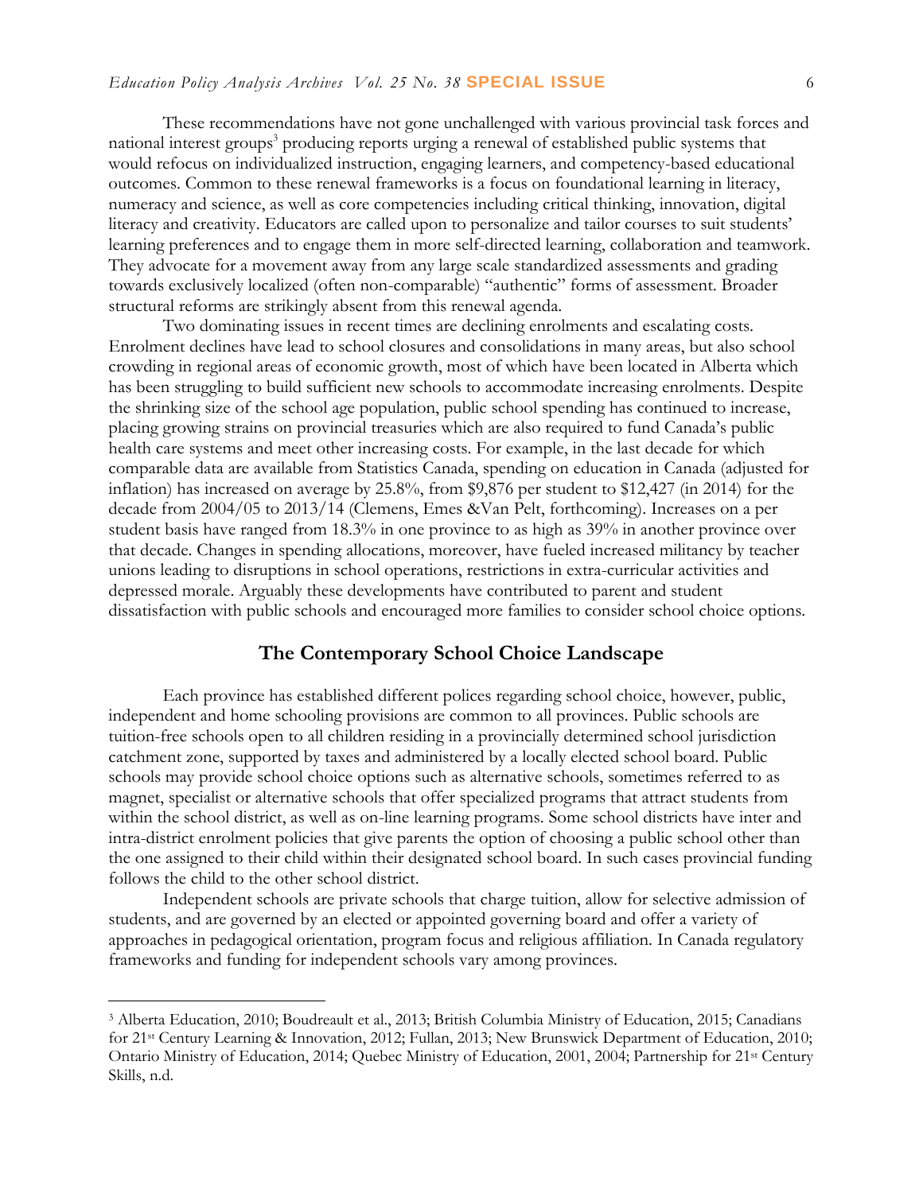These recommendations have not gone unchallenged with various provincial task forces and national interest groups[3] producing reports urging a renewal of established public systems that would refocus on individualized instruction, engaging learners, and competency-based educational outcomes. Common to these renewal frameworks is a focus on foundational learning in literacy, numeracy and science, as well as core competencies including critical thinking, innovation, digital literacy and creativity. Educators are called upon to personalize and tailor courses to suit students' learning preferences and to engage them in more self-directed learning, collaboration and teamwork. They advocate for a movement away from any large scale standardized assessments and grading towards exclusively localized (often non-comparable) "authentic" forms of assessment. Broader structural reforms are strikingly absent from this renewal agenda.

Two dominating issues in recent times are declining enrolments and escalating costs. Enrolment declines have lead to school closures and consolidations in many areas, but also school crowding in regional areas of economic growth, most of which have been located in Alberta which has been struggling to build sufficient new schools to accommodate increasing enrolments. Despite the shrinking size of the school age population, public school spending has continued to increase, placing growing strains on provincial treasuries which are also required to fund Canada's public health care systems and meet other increasing costs. For example, in the last decade for which comparable data are available from Statistics Canada, spending on education in Canada (adjusted for inflation) has increased on average by 25.8%, from $9,876 per student to $12,427 (in 2014) for the decade from 2004/05 to 2013/14 (Clemens, Emes &Van Pelt, forthcoming). Increases on a per student basis have ranged from 18.3% in one province to as high as 39% in another province over that decade. Changes in spending allocations, moreover, have fueled increased militancy by teacher unions leading to disruptions in school operations, restrictions in extra-curricular activities and depressed morale. Arguably these developments have contributed to parent and student dissatisfaction with public schools and encouraged more families to consider school choice options.

## The Contemporary School Choice Landscape

Each province has established different polices regarding school choice, however, public, independent and home schooling provisions are common to all provinces. Public schools are tuition-free schools open to all children residing in a provincially determined school jurisdiction catchment zone, supported by taxes and administered by a locally elected school board. Public schools may provide school choice options such as alternative schools, sometimes referred to as magnet, specialist or alternative schools that offer specialized programs that attract students from within the school district, as well as on-line learning programs. Some school districts have inter and intra-district enrolment policies that give parents the option of choosing a public school other than the one assigned to their child within their designated school board. In such cases provincial funding follows the child to the other school district.

Independent schools are private schools that charge tuition, allow for selective admission of students, and are governed by an elected or appointed governing board and offer a variety of approaches in pedagogical orientation, program focus and religious affiliation. In Canada regulatory frameworks and funding for independent schools vary among provinces.

---

[3] Alberta Education, 2010; Boudreault et al., 2013; British Columbia Ministry of Education, 2015; Canadians for 21st Century Learning & Innovation, 2012; Fullan, 2013; New Brunswick Department of Education, 2010; Ontario Ministry of Education, 2014; Quebec Ministry of Education, 2001, 2004; Partnership for 21st Century Skills, n.d.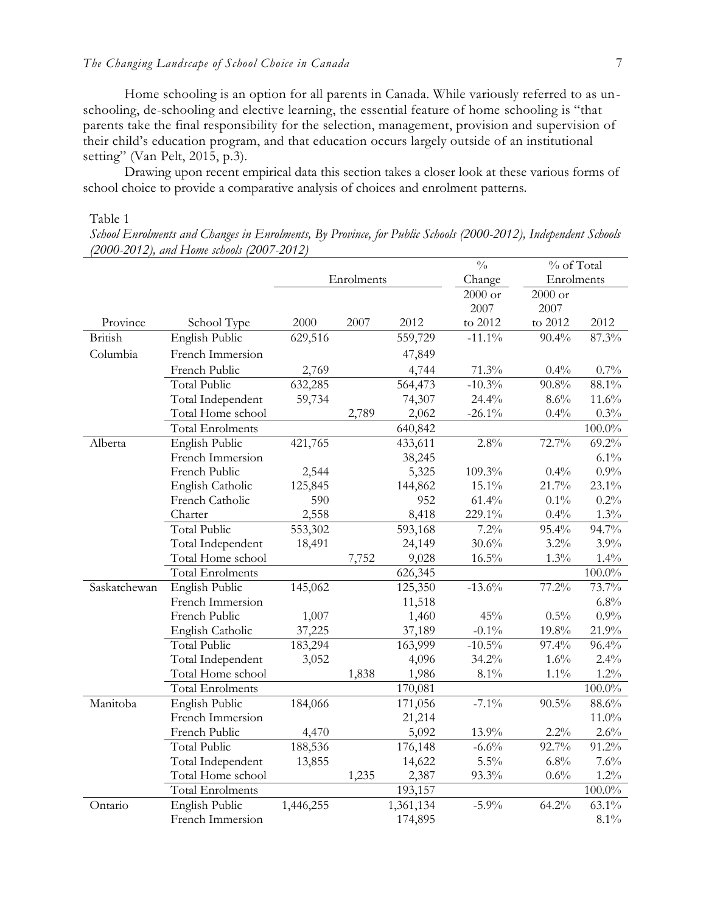Home schooling is an option for all parents in Canada. While variously referred to as un-schooling, de-schooling and elective learning, the essential feature of home schooling is "that parents take the final responsibility for the selection, management, provision and supervision of their child's education program, and that education occurs largely outside of an institutional setting" (Van Pelt, 2015, p.3).

Drawing upon recent empirical data this section takes a closer look at these various forms of school choice to provide a comparative analysis of choices and enrolment patterns.

Table 1

*School Enrolments and Changes in Enrolments, By Province, for Public Schools (2000-2012), Independent Schools (2000-2012), and Home schools (2007-2012)*

| | | Enrolments | | | % Change | % of Total Enrolments | |
|---|---|---|---|---|---|---|---|
| Province | School Type | 2000 | 2007 | 2012 | 2000 or 2007 to 2012 | 2000 or 2007 to 2012 | 2012 |
| British Columbia | English Public | 629,516 | | 559,729 | -11.1% | 90.4% | 87.3% |
| | French Immersion | | | 47,849 | | | |
| | French Public | 2,769 | | 4,744 | 71.3% | 0.4% | 0.7% |
| | Total Public | 632,285 | | 564,473 | -10.3% | 90.8% | 88.1% |
| | Total Independent | 59,734 | | 74,307 | 24.4% | 8.6% | 11.6% |
| | Total Home school | | 2,789 | 2,062 | -26.1% | 0.4% | 0.3% |
| | Total Enrolments | | | 640,842 | | | 100.0% |
| Alberta | English Public | 421,765 | | 433,611 | 2.8% | 72.7% | 69.2% |
| | French Immersion | | | 38,245 | | | 6.1% |
| | French Public | 2,544 | | 5,325 | 109.3% | 0.4% | 0.9% |
| | English Catholic | 125,845 | | 144,862 | 15.1% | 21.7% | 23.1% |
| | French Catholic | 590 | | 952 | 61.4% | 0.1% | 0.2% |
| | Charter | 2,558 | | 8,418 | 229.1% | 0.4% | 1.3% |
| | Total Public | 553,302 | | 593,168 | 7.2% | 95.4% | 94.7% |
| | Total Independent | 18,491 | | 24,149 | 30.6% | 3.2% | 3.9% |
| | Total Home school | | 7,752 | 9,028 | 16.5% | 1.3% | 1.4% |
| | Total Enrolments | | | 626,345 | | | 100.0% |
| Saskatchewan | English Public | 145,062 | | 125,350 | -13.6% | 77.2% | 73.7% |
| | French Immersion | | | 11,518 | | | 6.8% |
| | French Public | 1,007 | | 1,460 | 45% | 0.5% | 0.9% |
| | English Catholic | 37,225 | | 37,189 | -0.1% | 19.8% | 21.9% |
| | Total Public | 183,294 | | 163,999 | -10.5% | 97.4% | 96.4% |
| | Total Independent | 3,052 | | 4,096 | 34.2% | 1.6% | 2.4% |
| | Total Home school | | 1,838 | 1,986 | 8.1% | 1.1% | 1.2% |
| | Total Enrolments | | | 170,081 | | | 100.0% |
| Manitoba | English Public | 184,066 | | 171,056 | -7.1% | 90.5% | 88.6% |
| | French Immersion | | | 21,214 | | | 11.0% |
| | French Public | 4,470 | | 5,092 | 13.9% | 2.2% | 2.6% |
| | Total Public | 188,536 | | 176,148 | -6.6% | 92.7% | 91.2% |
| | Total Independent | 13,855 | | 14,622 | 5.5% | 6.8% | 7.6% |
| | Total Home school | | 1,235 | 2,387 | 93.3% | 0.6% | 1.2% |
| | Total Enrolments | | | 193,157 | | | 100.0% |
| Ontario | English Public | 1,446,255 | | 1,361,134 | -5.9% | 64.2% | 63.1% |
| | French Immersion | | | 174,895 | | | 8.1% |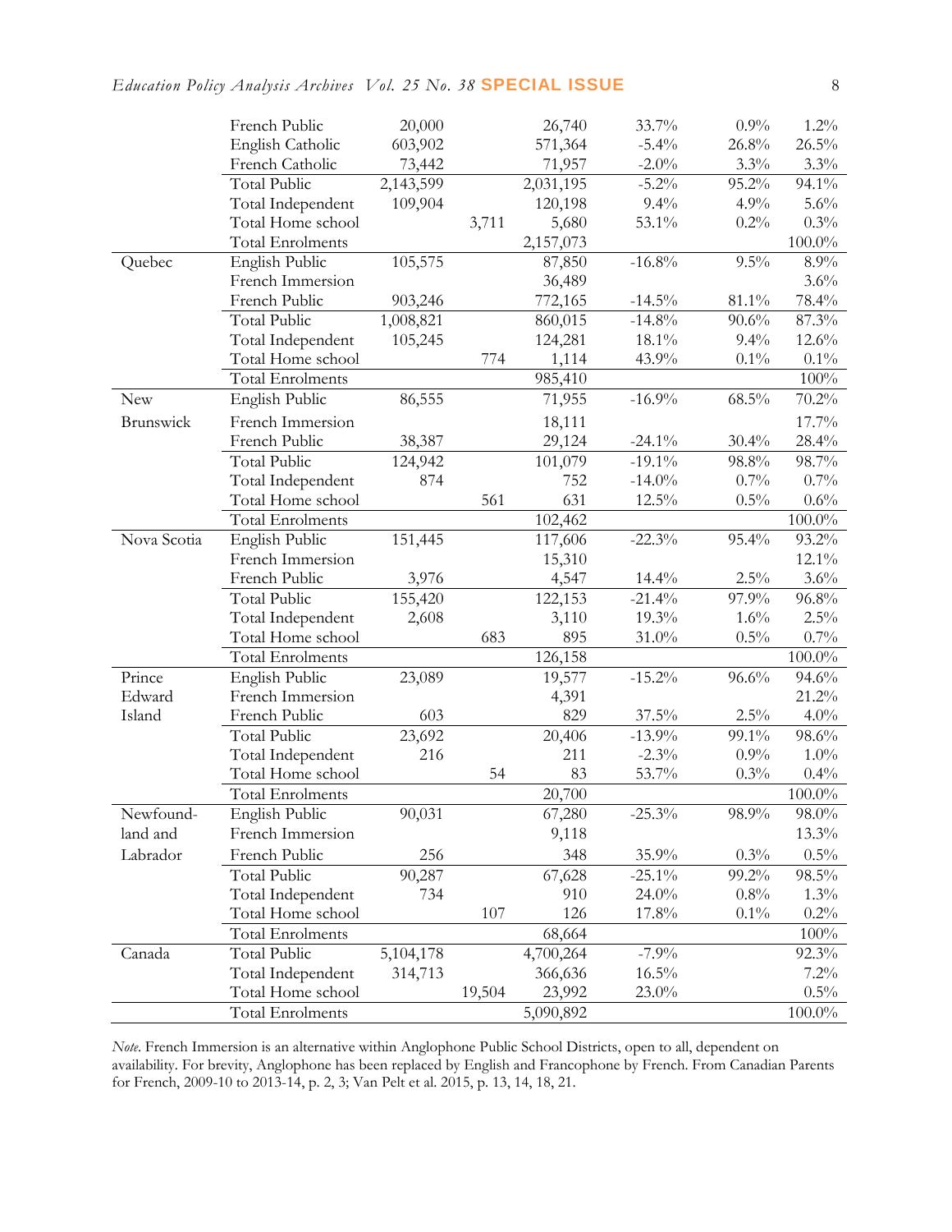| | | | | | | | |
|---|---|---|---|---|---|---|---|
| | French Public | 20,000 | | 26,740 | 33.7% | 0.9% | 1.2% |
| | English Catholic | 603,902 | | 571,364 | -5.4% | 26.8% | 26.5% |
| | French Catholic | 73,442 | | 71,957 | -2.0% | 3.3% | 3.3% |
| | Total Public | 2,143,599 | | 2,031,195 | -5.2% | 95.2% | 94.1% |
| | Total Independent | 109,904 | | 120,198 | 9.4% | 4.9% | 5.6% |
| | Total Home school | | 3,711 | 5,680 | 53.1% | 0.2% | 0.3% |
| | Total Enrolments | | | 2,157,073 | | | 100.0% |
| Quebec | English Public | 105,575 | | 87,850 | -16.8% | 9.5% | 8.9% |
| | French Immersion | | | 36,489 | | | 3.6% |
| | French Public | 903,246 | | 772,165 | -14.5% | 81.1% | 78.4% |
| | Total Public | 1,008,821 | | 860,015 | -14.8% | 90.6% | 87.3% |
| | Total Independent | 105,245 | | 124,281 | 18.1% | 9.4% | 12.6% |
| | Total Home school | | 774 | 1,114 | 43.9% | 0.1% | 0.1% |
| | Total Enrolments | | | 985,410 | | | 100% |
| New Brunswick | English Public | 86,555 | | 71,955 | -16.9% | 68.5% | 70.2% |
| | French Immersion | | | 18,111 | | | 17.7% |
| | French Public | 38,387 | | 29,124 | -24.1% | 30.4% | 28.4% |
| | Total Public | 124,942 | | 101,079 | -19.1% | 98.8% | 98.7% |
| | Total Independent | 874 | | 752 | -14.0% | 0.7% | 0.7% |
| | Total Home school | | 561 | 631 | 12.5% | 0.5% | 0.6% |
| | Total Enrolments | | | 102,462 | | | 100.0% |
| Nova Scotia | English Public | 151,445 | | 117,606 | -22.3% | 95.4% | 93.2% |
| | French Immersion | | | 15,310 | | | 12.1% |
| | French Public | 3,976 | | 4,547 | 14.4% | 2.5% | 3.6% |
| | Total Public | 155,420 | | 122,153 | -21.4% | 97.9% | 96.8% |
| | Total Independent | 2,608 | | 3,110 | 19.3% | 1.6% | 2.5% |
| | Total Home school | | 683 | 895 | 31.0% | 0.5% | 0.7% |
| | Total Enrolments | | | 126,158 | | | 100.0% |
| Prince Edward Island | English Public | 23,089 | | 19,577 | -15.2% | 96.6% | 94.6% |
| | French Immersion | | | 4,391 | | | 21.2% |
| | French Public | 603 | | 829 | 37.5% | 2.5% | 4.0% |
| | Total Public | 23,692 | | 20,406 | -13.9% | 99.1% | 98.6% |
| | Total Independent | 216 | | 211 | -2.3% | 0.9% | 1.0% |
| | Total Home school | | 54 | 83 | 53.7% | 0.3% | 0.4% |
| | Total Enrolments | | | 20,700 | | | 100.0% |
| Newfound-land and Labrador | English Public | 90,031 | | 67,280 | -25.3% | 98.9% | 98.0% |
| | French Immersion | | | 9,118 | | | 13.3% |
| | French Public | 256 | | 348 | 35.9% | 0.3% | 0.5% |
| | Total Public | 90,287 | | 67,628 | -25.1% | 99.2% | 98.5% |
| | Total Independent | 734 | | 910 | 24.0% | 0.8% | 1.3% |
| | Total Home school | | 107 | 126 | 17.8% | 0.1% | 0.2% |
| | Total Enrolments | | | 68,664 | | | 100% |
| Canada | Total Public | 5,104,178 | | 4,700,264 | -7.9% | | 92.3% |
| | Total Independent | 314,713 | | 366,636 | 16.5% | | 7.2% |
| | Total Home school | | 19,504 | 23,992 | 23.0% | | 0.5% |
| | Total Enrolments | | | 5,090,892 | | | 100.0% |

*Note*. French Immersion is an alternative within Anglophone Public School Districts, open to all, dependent on availability. For brevity, Anglophone has been replaced by English and Francophone by French. From Canadian Parents for French, 2009-10 to 2013-14, p. 2, 3; Van Pelt et al. 2015, p. 13, 14, 18, 21.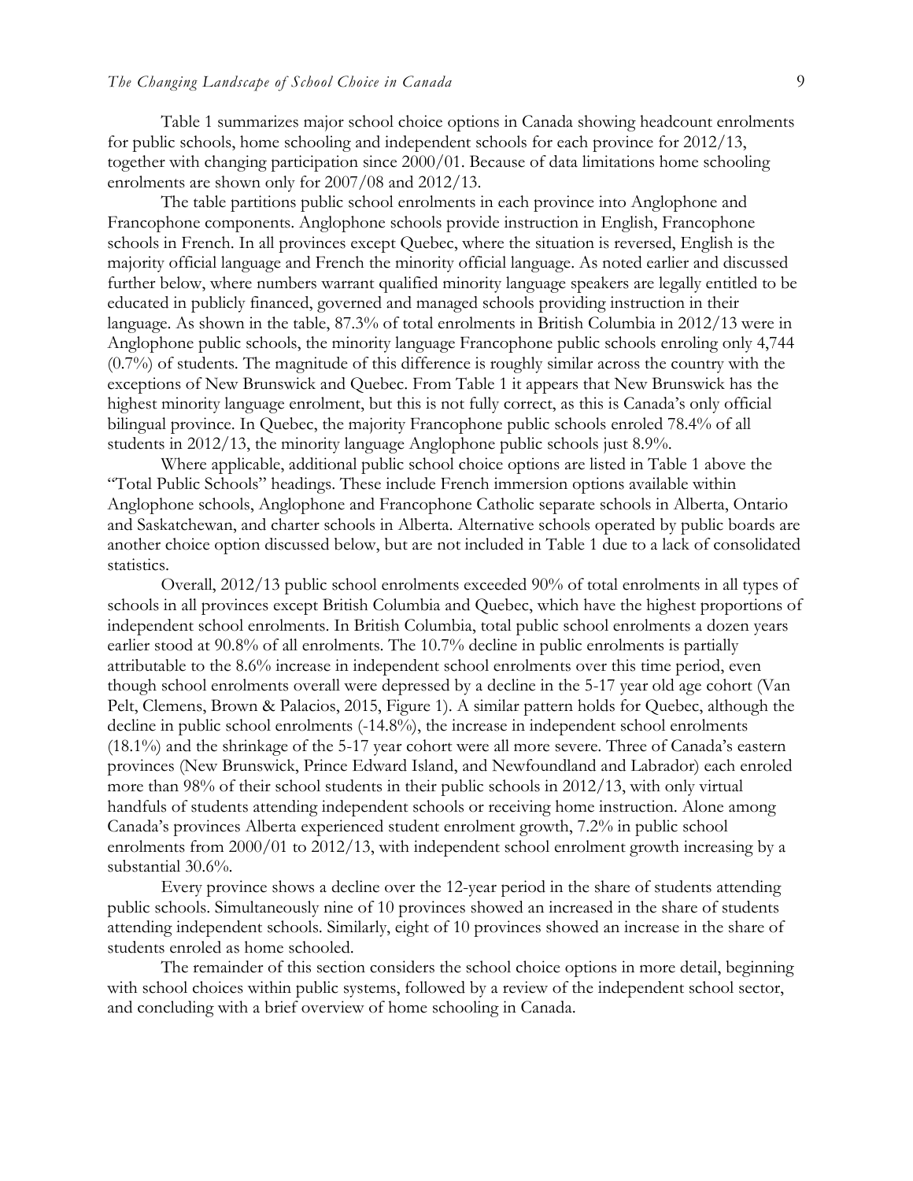Table 1 summarizes major school choice options in Canada showing headcount enrolments for public schools, home schooling and independent schools for each province for 2012/13, together with changing participation since 2000/01. Because of data limitations home schooling enrolments are shown only for 2007/08 and 2012/13.

The table partitions public school enrolments in each province into Anglophone and Francophone components. Anglophone schools provide instruction in English, Francophone schools in French. In all provinces except Quebec, where the situation is reversed, English is the majority official language and French the minority official language. As noted earlier and discussed further below, where numbers warrant qualified minority language speakers are legally entitled to be educated in publicly financed, governed and managed schools providing instruction in their language. As shown in the table, 87.3% of total enrolments in British Columbia in 2012/13 were in Anglophone public schools, the minority language Francophone public schools enroling only 4,744 (0.7%) of students. The magnitude of this difference is roughly similar across the country with the exceptions of New Brunswick and Quebec. From Table 1 it appears that New Brunswick has the highest minority language enrolment, but this is not fully correct, as this is Canada's only official bilingual province. In Quebec, the majority Francophone public schools enroled 78.4% of all students in 2012/13, the minority language Anglophone public schools just 8.9%.

Where applicable, additional public school choice options are listed in Table 1 above the "Total Public Schools" headings. These include French immersion options available within Anglophone schools, Anglophone and Francophone Catholic separate schools in Alberta, Ontario and Saskatchewan, and charter schools in Alberta. Alternative schools operated by public boards are another choice option discussed below, but are not included in Table 1 due to a lack of consolidated statistics.

Overall, 2012/13 public school enrolments exceeded 90% of total enrolments in all types of schools in all provinces except British Columbia and Quebec, which have the highest proportions of independent school enrolments. In British Columbia, total public school enrolments a dozen years earlier stood at 90.8% of all enrolments. The 10.7% decline in public enrolments is partially attributable to the 8.6% increase in independent school enrolments over this time period, even though school enrolments overall were depressed by a decline in the 5-17 year old age cohort (Van Pelt, Clemens, Brown & Palacios, 2015, Figure 1). A similar pattern holds for Quebec, although the decline in public school enrolments (-14.8%), the increase in independent school enrolments (18.1%) and the shrinkage of the 5-17 year cohort were all more severe. Three of Canada's eastern provinces (New Brunswick, Prince Edward Island, and Newfoundland and Labrador) each enroled more than 98% of their school students in their public schools in 2012/13, with only virtual handfuls of students attending independent schools or receiving home instruction. Alone among Canada's provinces Alberta experienced student enrolment growth, 7.2% in public school enrolments from 2000/01 to 2012/13, with independent school enrolment growth increasing by a substantial 30.6%.

Every province shows a decline over the 12-year period in the share of students attending public schools. Simultaneously nine of 10 provinces showed an increased in the share of students attending independent schools. Similarly, eight of 10 provinces showed an increase in the share of students enroled as home schooled.

The remainder of this section considers the school choice options in more detail, beginning with school choices within public systems, followed by a review of the independent school sector, and concluding with a brief overview of home schooling in Canada.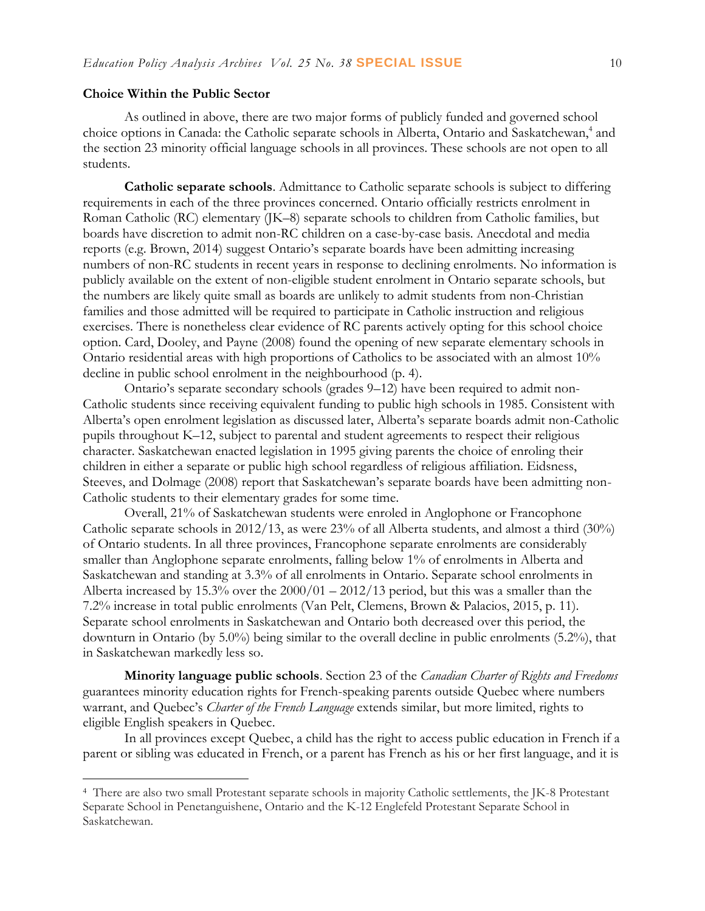### Choice Within the Public Sector

As outlined in above, there are two major forms of publicly funded and governed school choice options in Canada: the Catholic separate schools in Alberta, Ontario and Saskatchewan,[4] and the section 23 minority official language schools in all provinces. These schools are not open to all students.

**Catholic separate schools**. Admittance to Catholic separate schools is subject to differing requirements in each of the three provinces concerned. Ontario officially restricts enrolment in Roman Catholic (RC) elementary (JK–8) separate schools to children from Catholic families, but boards have discretion to admit non-RC children on a case-by-case basis. Anecdotal and media reports (e.g. Brown, 2014) suggest Ontario's separate boards have been admitting increasing numbers of non-RC students in recent years in response to declining enrolments. No information is publicly available on the extent of non-eligible student enrolment in Ontario separate schools, but the numbers are likely quite small as boards are unlikely to admit students from non-Christian families and those admitted will be required to participate in Catholic instruction and religious exercises. There is nonetheless clear evidence of RC parents actively opting for this school choice option. Card, Dooley, and Payne (2008) found the opening of new separate elementary schools in Ontario residential areas with high proportions of Catholics to be associated with an almost 10% decline in public school enrolment in the neighbourhood (p. 4).

Ontario's separate secondary schools (grades 9–12) have been required to admit non-Catholic students since receiving equivalent funding to public high schools in 1985. Consistent with Alberta's open enrolment legislation as discussed later, Alberta's separate boards admit non-Catholic pupils throughout K–12, subject to parental and student agreements to respect their religious character. Saskatchewan enacted legislation in 1995 giving parents the choice of enroling their children in either a separate or public high school regardless of religious affiliation. Eidsness, Steeves, and Dolmage (2008) report that Saskatchewan's separate boards have been admitting non-Catholic students to their elementary grades for some time.

Overall, 21% of Saskatchewan students were enroled in Anglophone or Francophone Catholic separate schools in 2012/13, as were 23% of all Alberta students, and almost a third (30%) of Ontario students. In all three provinces, Francophone separate enrolments are considerably smaller than Anglophone separate enrolments, falling below 1% of enrolments in Alberta and Saskatchewan and standing at 3.3% of all enrolments in Ontario. Separate school enrolments in Alberta increased by 15.3% over the 2000/01 – 2012/13 period, but this was a smaller than the 7.2% increase in total public enrolments (Van Pelt, Clemens, Brown & Palacios, 2015, p. 11). Separate school enrolments in Saskatchewan and Ontario both decreased over this period, the downturn in Ontario (by 5.0%) being similar to the overall decline in public enrolments (5.2%), that in Saskatchewan markedly less so.

**Minority language public schools**. Section 23 of the *Canadian Charter of Rights and Freedoms* guarantees minority education rights for French-speaking parents outside Quebec where numbers warrant, and Quebec's *Charter of the French Language* extends similar, but more limited, rights to eligible English speakers in Quebec.

In all provinces except Quebec, a child has the right to access public education in French if a parent or sibling was educated in French, or a parent has French as his or her first language, and it is

---

[4] There are also two small Protestant separate schools in majority Catholic settlements, the JK-8 Protestant Separate School in Penetanguishene, Ontario and the K-12 Englefeld Protestant Separate School in Saskatchewan.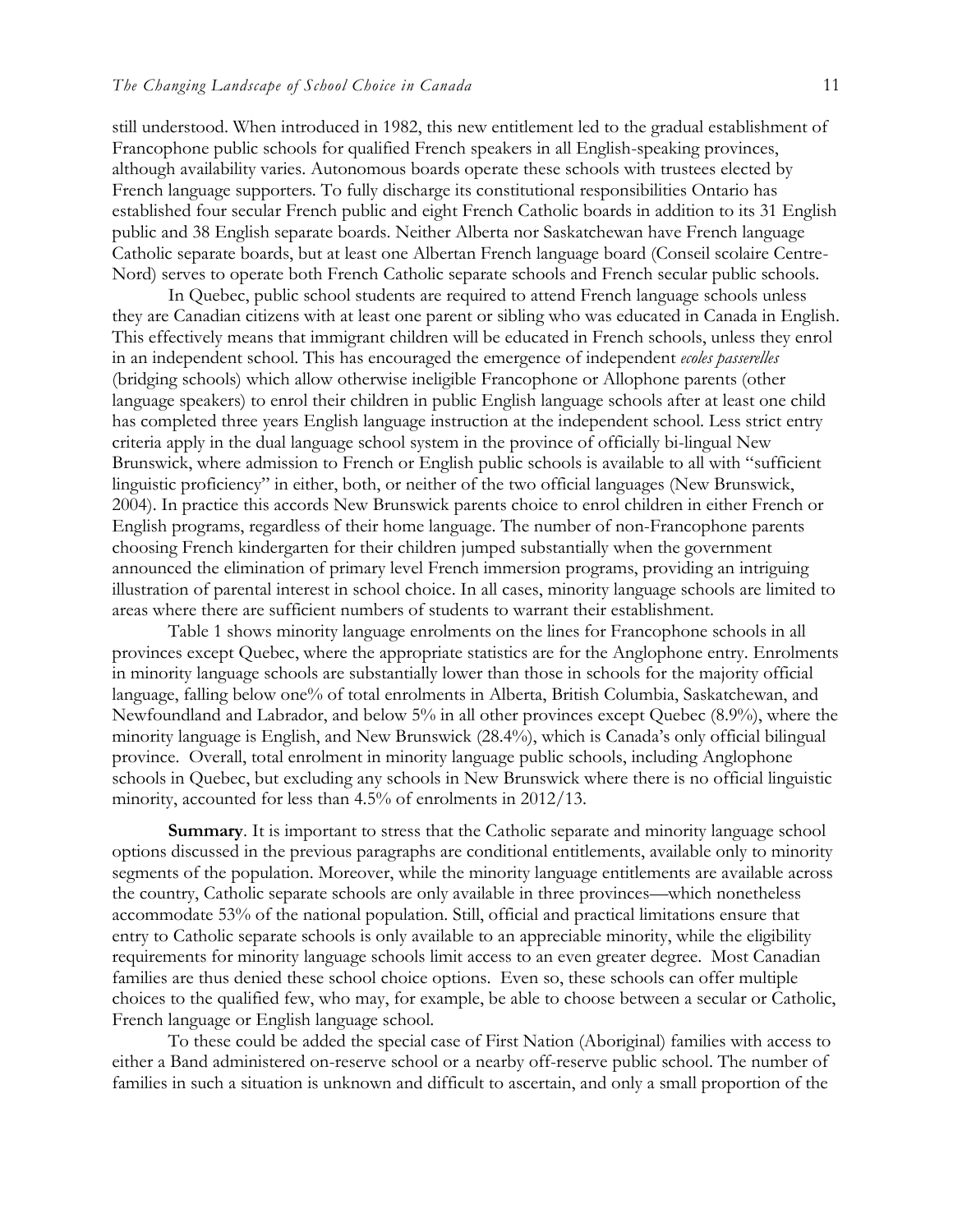still understood. When introduced in 1982, this new entitlement led to the gradual establishment of Francophone public schools for qualified French speakers in all English-speaking provinces, although availability varies. Autonomous boards operate these schools with trustees elected by French language supporters. To fully discharge its constitutional responsibilities Ontario has established four secular French public and eight French Catholic boards in addition to its 31 English public and 38 English separate boards. Neither Alberta nor Saskatchewan have French language Catholic separate boards, but at least one Albertan French language board (Conseil scolaire Centre-Nord) serves to operate both French Catholic separate schools and French secular public schools.

In Quebec, public school students are required to attend French language schools unless they are Canadian citizens with at least one parent or sibling who was educated in Canada in English. This effectively means that immigrant children will be educated in French schools, unless they enrol in an independent school. This has encouraged the emergence of independent *ecoles passerelles* (bridging schools) which allow otherwise ineligible Francophone or Allophone parents (other language speakers) to enrol their children in public English language schools after at least one child has completed three years English language instruction at the independent school. Less strict entry criteria apply in the dual language school system in the province of officially bi-lingual New Brunswick, where admission to French or English public schools is available to all with "sufficient linguistic proficiency" in either, both, or neither of the two official languages (New Brunswick, 2004). In practice this accords New Brunswick parents choice to enrol children in either French or English programs, regardless of their home language. The number of non-Francophone parents choosing French kindergarten for their children jumped substantially when the government announced the elimination of primary level French immersion programs, providing an intriguing illustration of parental interest in school choice. In all cases, minority language schools are limited to areas where there are sufficient numbers of students to warrant their establishment.

Table 1 shows minority language enrolments on the lines for Francophone schools in all provinces except Quebec, where the appropriate statistics are for the Anglophone entry. Enrolments in minority language schools are substantially lower than those in schools for the majority official language, falling below one% of total enrolments in Alberta, British Columbia, Saskatchewan, and Newfoundland and Labrador, and below 5% in all other provinces except Quebec (8.9%), where the minority language is English, and New Brunswick (28.4%), which is Canada's only official bilingual province. Overall, total enrolment in minority language public schools, including Anglophone schools in Quebec, but excluding any schools in New Brunswick where there is no official linguistic minority, accounted for less than 4.5% of enrolments in 2012/13.

**Summary**. It is important to stress that the Catholic separate and minority language school options discussed in the previous paragraphs are conditional entitlements, available only to minority segments of the population. Moreover, while the minority language entitlements are available across the country, Catholic separate schools are only available in three provinces—which nonetheless accommodate 53% of the national population. Still, official and practical limitations ensure that entry to Catholic separate schools is only available to an appreciable minority, while the eligibility requirements for minority language schools limit access to an even greater degree. Most Canadian families are thus denied these school choice options. Even so, these schools can offer multiple choices to the qualified few, who may, for example, be able to choose between a secular or Catholic, French language or English language school.

To these could be added the special case of First Nation (Aboriginal) families with access to either a Band administered on-reserve school or a nearby off-reserve public school. The number of families in such a situation is unknown and difficult to ascertain, and only a small proportion of the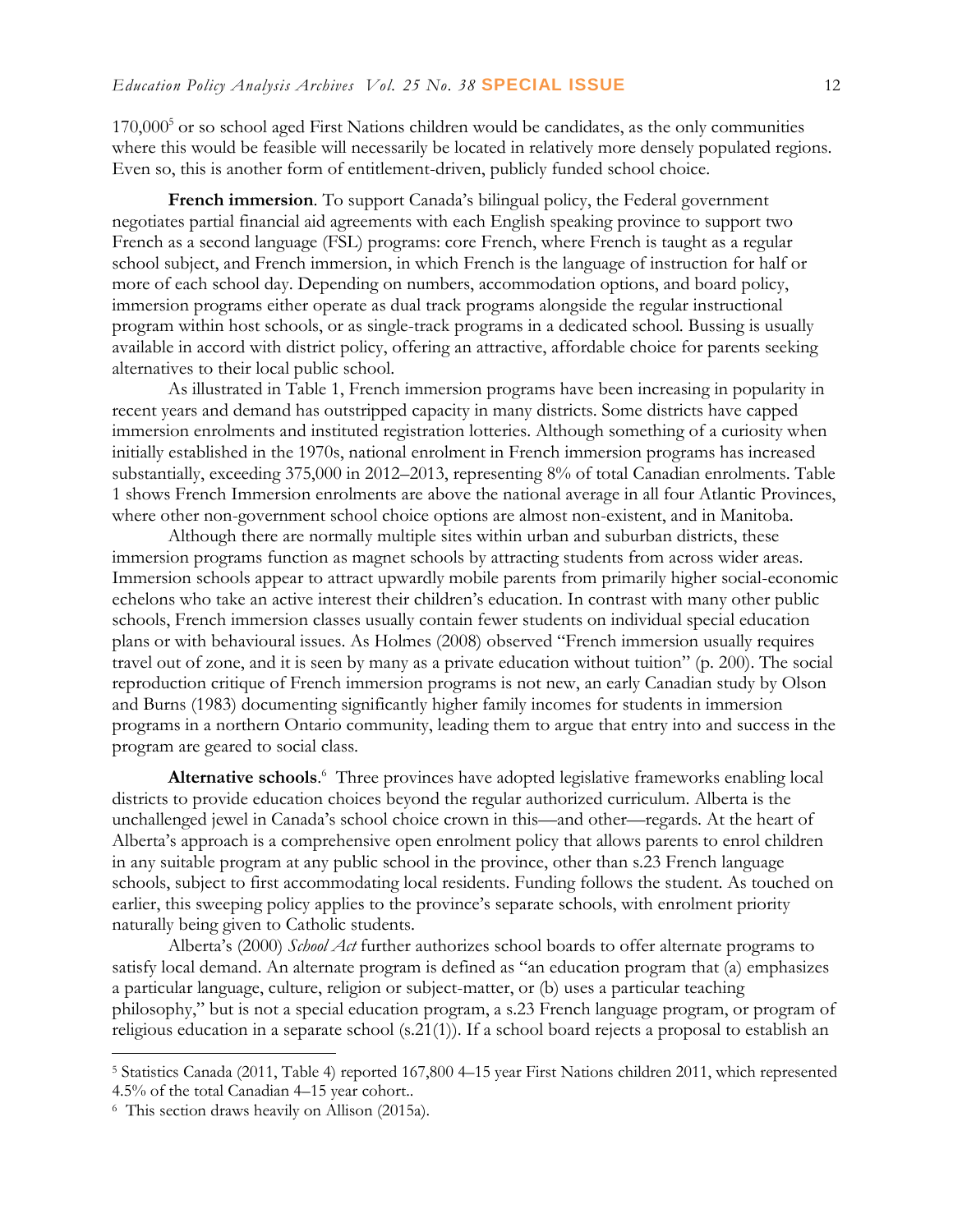170,000[5] or so school aged First Nations children would be candidates, as the only communities where this would be feasible will necessarily be located in relatively more densely populated regions. Even so, this is another form of entitlement-driven, publicly funded school choice.

**French immersion**. To support Canada's bilingual policy, the Federal government negotiates partial financial aid agreements with each English speaking province to support two French as a second language (FSL) programs: core French, where French is taught as a regular school subject, and French immersion, in which French is the language of instruction for half or more of each school day. Depending on numbers, accommodation options, and board policy, immersion programs either operate as dual track programs alongside the regular instructional program within host schools, or as single-track programs in a dedicated school. Bussing is usually available in accord with district policy, offering an attractive, affordable choice for parents seeking alternatives to their local public school.

As illustrated in Table 1, French immersion programs have been increasing in popularity in recent years and demand has outstripped capacity in many districts. Some districts have capped immersion enrolments and instituted registration lotteries. Although something of a curiosity when initially established in the 1970s, national enrolment in French immersion programs has increased substantially, exceeding 375,000 in 2012–2013, representing 8% of total Canadian enrolments. Table 1 shows French Immersion enrolments are above the national average in all four Atlantic Provinces, where other non-government school choice options are almost non-existent, and in Manitoba.

Although there are normally multiple sites within urban and suburban districts, these immersion programs function as magnet schools by attracting students from across wider areas. Immersion schools appear to attract upwardly mobile parents from primarily higher social-economic echelons who take an active interest their children's education. In contrast with many other public schools, French immersion classes usually contain fewer students on individual special education plans or with behavioural issues. As Holmes (2008) observed "French immersion usually requires travel out of zone, and it is seen by many as a private education without tuition" (p. 200). The social reproduction critique of French immersion programs is not new, an early Canadian study by Olson and Burns (1983) documenting significantly higher family incomes for students in immersion programs in a northern Ontario community, leading them to argue that entry into and success in the program are geared to social class.

**Alternative schools**.[6] Three provinces have adopted legislative frameworks enabling local districts to provide education choices beyond the regular authorized curriculum. Alberta is the unchallenged jewel in Canada's school choice crown in this—and other—regards. At the heart of Alberta's approach is a comprehensive open enrolment policy that allows parents to enrol children in any suitable program at any public school in the province, other than s.23 French language schools, subject to first accommodating local residents. Funding follows the student. As touched on earlier, this sweeping policy applies to the province's separate schools, with enrolment priority naturally being given to Catholic students.

Alberta's (2000) *School Act* further authorizes school boards to offer alternate programs to satisfy local demand. An alternate program is defined as "an education program that (a) emphasizes a particular language, culture, religion or subject-matter, or (b) uses a particular teaching philosophy," but is not a special education program, a s.23 French language program, or program of religious education in a separate school (s.21(1)). If a school board rejects a proposal to establish an

---

[5] Statistics Canada (2011, Table 4) reported 167,800 4–15 year First Nations children 2011, which represented 4.5% of the total Canadian 4–15 year cohort..

[6] This section draws heavily on Allison (2015a).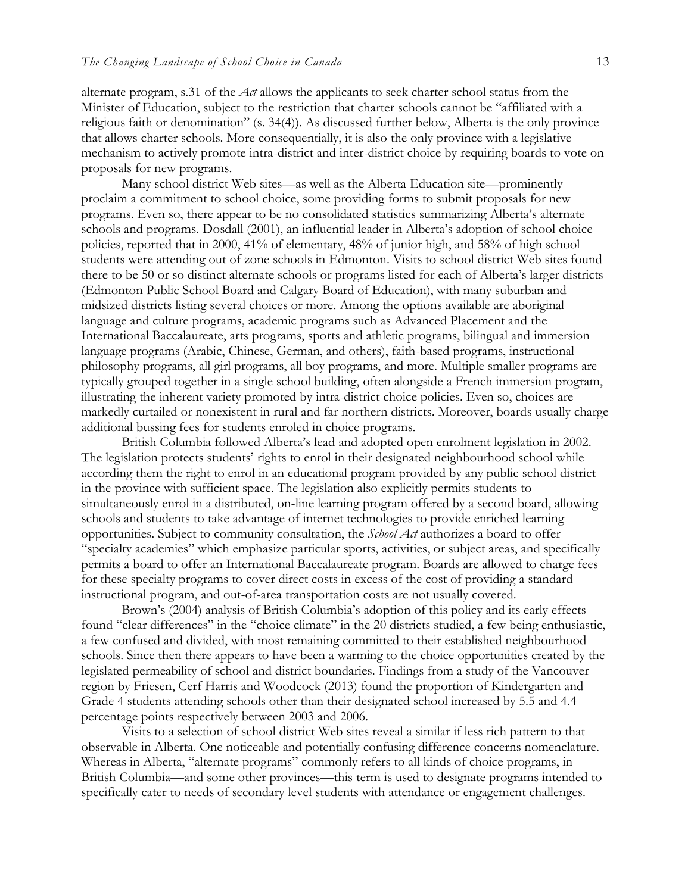alternate program, s.31 of the *Act* allows the applicants to seek charter school status from the Minister of Education, subject to the restriction that charter schools cannot be "affiliated with a religious faith or denomination" (s. 34(4)). As discussed further below, Alberta is the only province that allows charter schools. More consequentially, it is also the only province with a legislative mechanism to actively promote intra-district and inter-district choice by requiring boards to vote on proposals for new programs.

Many school district Web sites—as well as the Alberta Education site—prominently proclaim a commitment to school choice, some providing forms to submit proposals for new programs. Even so, there appear to be no consolidated statistics summarizing Alberta's alternate schools and programs. Dosdall (2001), an influential leader in Alberta's adoption of school choice policies, reported that in 2000, 41% of elementary, 48% of junior high, and 58% of high school students were attending out of zone schools in Edmonton. Visits to school district Web sites found there to be 50 or so distinct alternate schools or programs listed for each of Alberta's larger districts (Edmonton Public School Board and Calgary Board of Education), with many suburban and midsized districts listing several choices or more. Among the options available are aboriginal language and culture programs, academic programs such as Advanced Placement and the International Baccalaureate, arts programs, sports and athletic programs, bilingual and immersion language programs (Arabic, Chinese, German, and others), faith-based programs, instructional philosophy programs, all girl programs, all boy programs, and more. Multiple smaller programs are typically grouped together in a single school building, often alongside a French immersion program, illustrating the inherent variety promoted by intra-district choice policies. Even so, choices are markedly curtailed or nonexistent in rural and far northern districts. Moreover, boards usually charge additional bussing fees for students enroled in choice programs.

British Columbia followed Alberta's lead and adopted open enrolment legislation in 2002. The legislation protects students' rights to enrol in their designated neighbourhood school while according them the right to enrol in an educational program provided by any public school district in the province with sufficient space. The legislation also explicitly permits students to simultaneously enrol in a distributed, on-line learning program offered by a second board, allowing schools and students to take advantage of internet technologies to provide enriched learning opportunities. Subject to community consultation, the *School Act* authorizes a board to offer "specialty academies" which emphasize particular sports, activities, or subject areas, and specifically permits a board to offer an International Baccalaureate program. Boards are allowed to charge fees for these specialty programs to cover direct costs in excess of the cost of providing a standard instructional program, and out-of-area transportation costs are not usually covered.

Brown's (2004) analysis of British Columbia's adoption of this policy and its early effects found "clear differences" in the "choice climate" in the 20 districts studied, a few being enthusiastic, a few confused and divided, with most remaining committed to their established neighbourhood schools. Since then there appears to have been a warming to the choice opportunities created by the legislated permeability of school and district boundaries. Findings from a study of the Vancouver region by Friesen, Cerf Harris and Woodcock (2013) found the proportion of Kindergarten and Grade 4 students attending schools other than their designated school increased by 5.5 and 4.4 percentage points respectively between 2003 and 2006.

Visits to a selection of school district Web sites reveal a similar if less rich pattern to that observable in Alberta. One noticeable and potentially confusing difference concerns nomenclature. Whereas in Alberta, "alternate programs" commonly refers to all kinds of choice programs, in British Columbia—and some other provinces—this term is used to designate programs intended to specifically cater to needs of secondary level students with attendance or engagement challenges.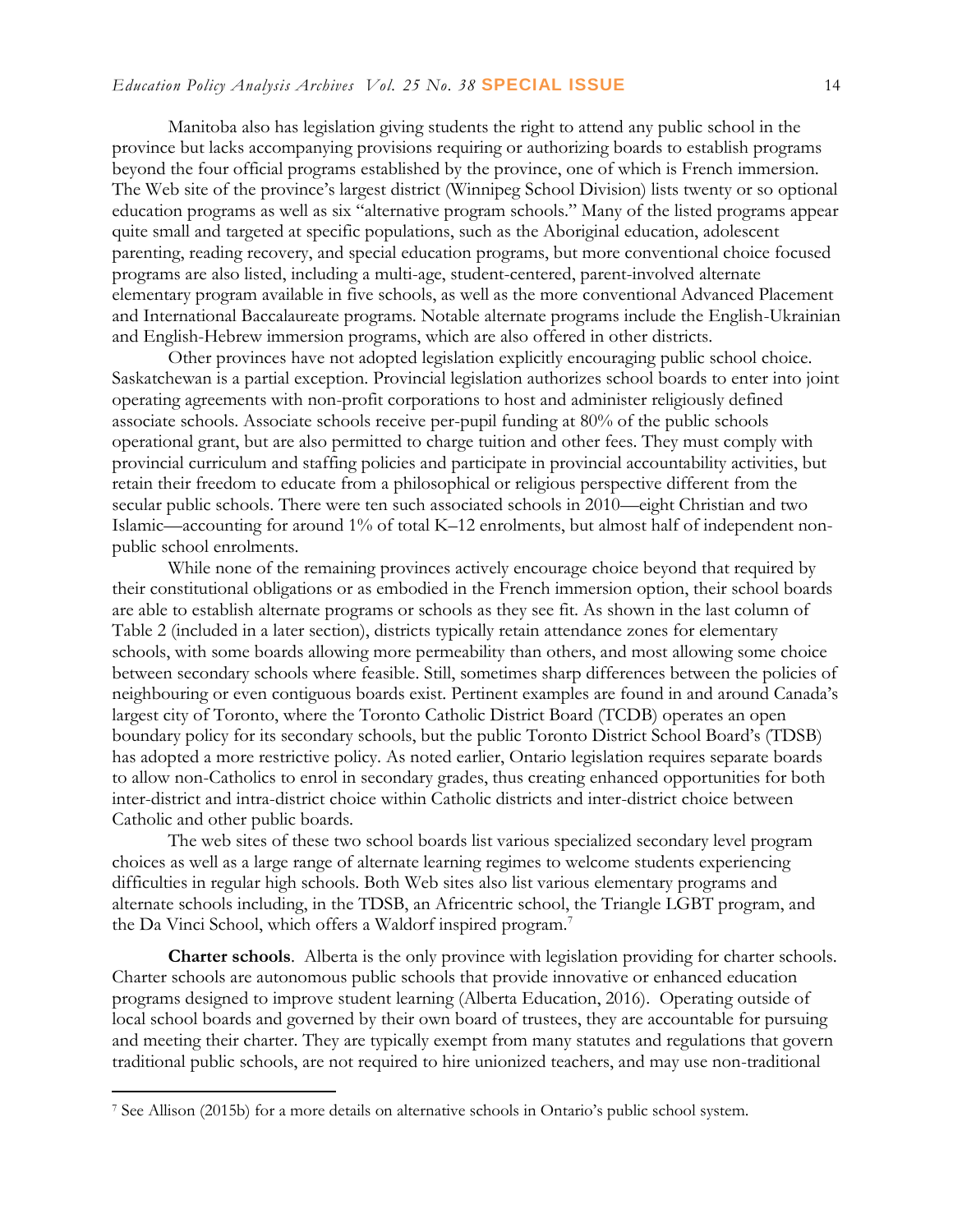Manitoba also has legislation giving students the right to attend any public school in the province but lacks accompanying provisions requiring or authorizing boards to establish programs beyond the four official programs established by the province, one of which is French immersion. The Web site of the province's largest district (Winnipeg School Division) lists twenty or so optional education programs as well as six "alternative program schools." Many of the listed programs appear quite small and targeted at specific populations, such as the Aboriginal education, adolescent parenting, reading recovery, and special education programs, but more conventional choice focused programs are also listed, including a multi-age, student-centered, parent-involved alternate elementary program available in five schools, as well as the more conventional Advanced Placement and International Baccalaureate programs. Notable alternate programs include the English-Ukrainian and English-Hebrew immersion programs, which are also offered in other districts.

Other provinces have not adopted legislation explicitly encouraging public school choice. Saskatchewan is a partial exception. Provincial legislation authorizes school boards to enter into joint operating agreements with non-profit corporations to host and administer religiously defined associate schools. Associate schools receive per-pupil funding at 80% of the public schools operational grant, but are also permitted to charge tuition and other fees. They must comply with provincial curriculum and staffing policies and participate in provincial accountability activities, but retain their freedom to educate from a philosophical or religious perspective different from the secular public schools. There were ten such associated schools in 2010—eight Christian and two Islamic—accounting for around 1% of total K–12 enrolments, but almost half of independent non-public school enrolments.

While none of the remaining provinces actively encourage choice beyond that required by their constitutional obligations or as embodied in the French immersion option, their school boards are able to establish alternate programs or schools as they see fit. As shown in the last column of Table 2 (included in a later section), districts typically retain attendance zones for elementary schools, with some boards allowing more permeability than others, and most allowing some choice between secondary schools where feasible. Still, sometimes sharp differences between the policies of neighbouring or even contiguous boards exist. Pertinent examples are found in and around Canada's largest city of Toronto, where the Toronto Catholic District Board (TCDB) operates an open boundary policy for its secondary schools, but the public Toronto District School Board's (TDSB) has adopted a more restrictive policy. As noted earlier, Ontario legislation requires separate boards to allow non-Catholics to enrol in secondary grades, thus creating enhanced opportunities for both inter-district and intra-district choice within Catholic districts and inter-district choice between Catholic and other public boards.

The web sites of these two school boards list various specialized secondary level program choices as well as a large range of alternate learning regimes to welcome students experiencing difficulties in regular high schools. Both Web sites also list various elementary programs and alternate schools including, in the TDSB, an Africentric school, the Triangle LGBT program, and the Da Vinci School, which offers a Waldorf inspired program.[7]

**Charter schools**. Alberta is the only province with legislation providing for charter schools. Charter schools are autonomous public schools that provide innovative or enhanced education programs designed to improve student learning (Alberta Education, 2016). Operating outside of local school boards and governed by their own board of trustees, they are accountable for pursuing and meeting their charter. They are typically exempt from many statutes and regulations that govern traditional public schools, are not required to hire unionized teachers, and may use non-traditional

[7] See Allison (2015b) for a more details on alternative schools in Ontario's public school system.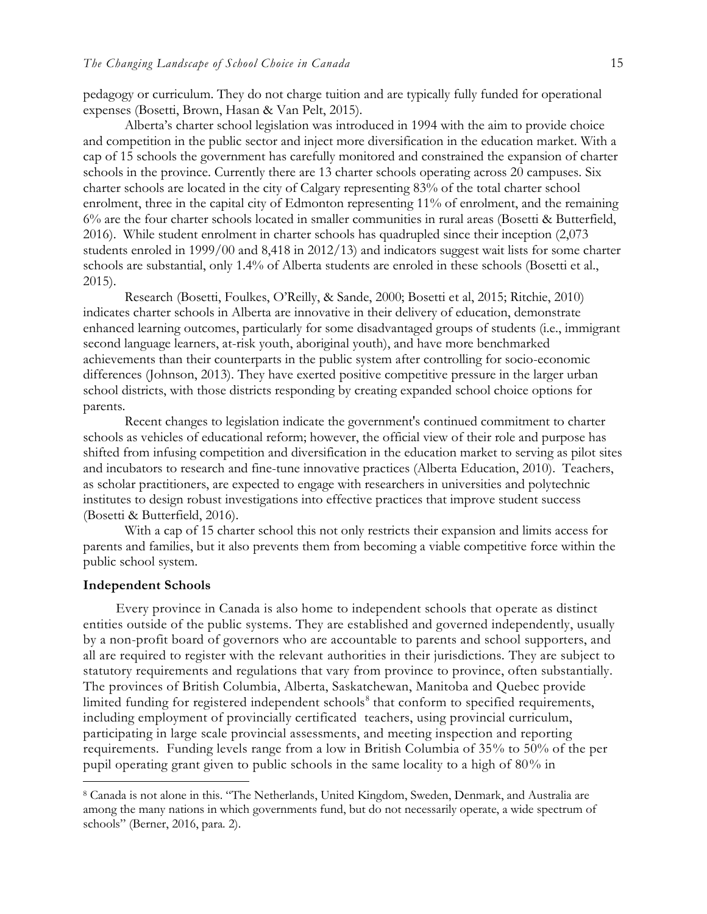pedagogy or curriculum. They do not charge tuition and are typically fully funded for operational expenses (Bosetti, Brown, Hasan & Van Pelt, 2015).

Alberta's charter school legislation was introduced in 1994 with the aim to provide choice and competition in the public sector and inject more diversification in the education market. With a cap of 15 schools the government has carefully monitored and constrained the expansion of charter schools in the province. Currently there are 13 charter schools operating across 20 campuses. Six charter schools are located in the city of Calgary representing 83% of the total charter school enrolment, three in the capital city of Edmonton representing 11% of enrolment, and the remaining 6% are the four charter schools located in smaller communities in rural areas (Bosetti & Butterfield, 2016). While student enrolment in charter schools has quadrupled since their inception (2,073 students enroled in 1999/00 and 8,418 in 2012/13) and indicators suggest wait lists for some charter schools are substantial, only 1.4% of Alberta students are enroled in these schools (Bosetti et al., 2015).

Research (Bosetti, Foulkes, O'Reilly, & Sande, 2000; Bosetti et al, 2015; Ritchie, 2010) indicates charter schools in Alberta are innovative in their delivery of education, demonstrate enhanced learning outcomes, particularly for some disadvantaged groups of students (i.e., immigrant second language learners, at-risk youth, aboriginal youth), and have more benchmarked achievements than their counterparts in the public system after controlling for socio-economic differences (Johnson, 2013). They have exerted positive competitive pressure in the larger urban school districts, with those districts responding by creating expanded school choice options for parents.

Recent changes to legislation indicate the government's continued commitment to charter schools as vehicles of educational reform; however, the official view of their role and purpose has shifted from infusing competition and diversification in the education market to serving as pilot sites and incubators to research and fine-tune innovative practices (Alberta Education, 2010). Teachers, as scholar practitioners, are expected to engage with researchers in universities and polytechnic institutes to design robust investigations into effective practices that improve student success (Bosetti & Butterfield, 2016).

With a cap of 15 charter school this not only restricts their expansion and limits access for parents and families, but it also prevents them from becoming a viable competitive force within the public school system.

### Independent Schools

Every province in Canada is also home to independent schools that operate as distinct entities outside of the public systems. They are established and governed independently, usually by a non-profit board of governors who are accountable to parents and school supporters, and all are required to register with the relevant authorities in their jurisdictions. They are subject to statutory requirements and regulations that vary from province to province, often substantially. The provinces of British Columbia, Alberta, Saskatchewan, Manitoba and Quebec provide limited funding for registered independent schools[8] that conform to specified requirements, including employment of provincially certificated teachers, using provincial curriculum, participating in large scale provincial assessments, and meeting inspection and reporting requirements. Funding levels range from a low in British Columbia of 35% to 50% of the per pupil operating grant given to public schools in the same locality to a high of 80% in

[8] Canada is not alone in this. "The Netherlands, United Kingdom, Sweden, Denmark, and Australia are among the many nations in which governments fund, but do not necessarily operate, a wide spectrum of schools" (Berner, 2016, para. 2).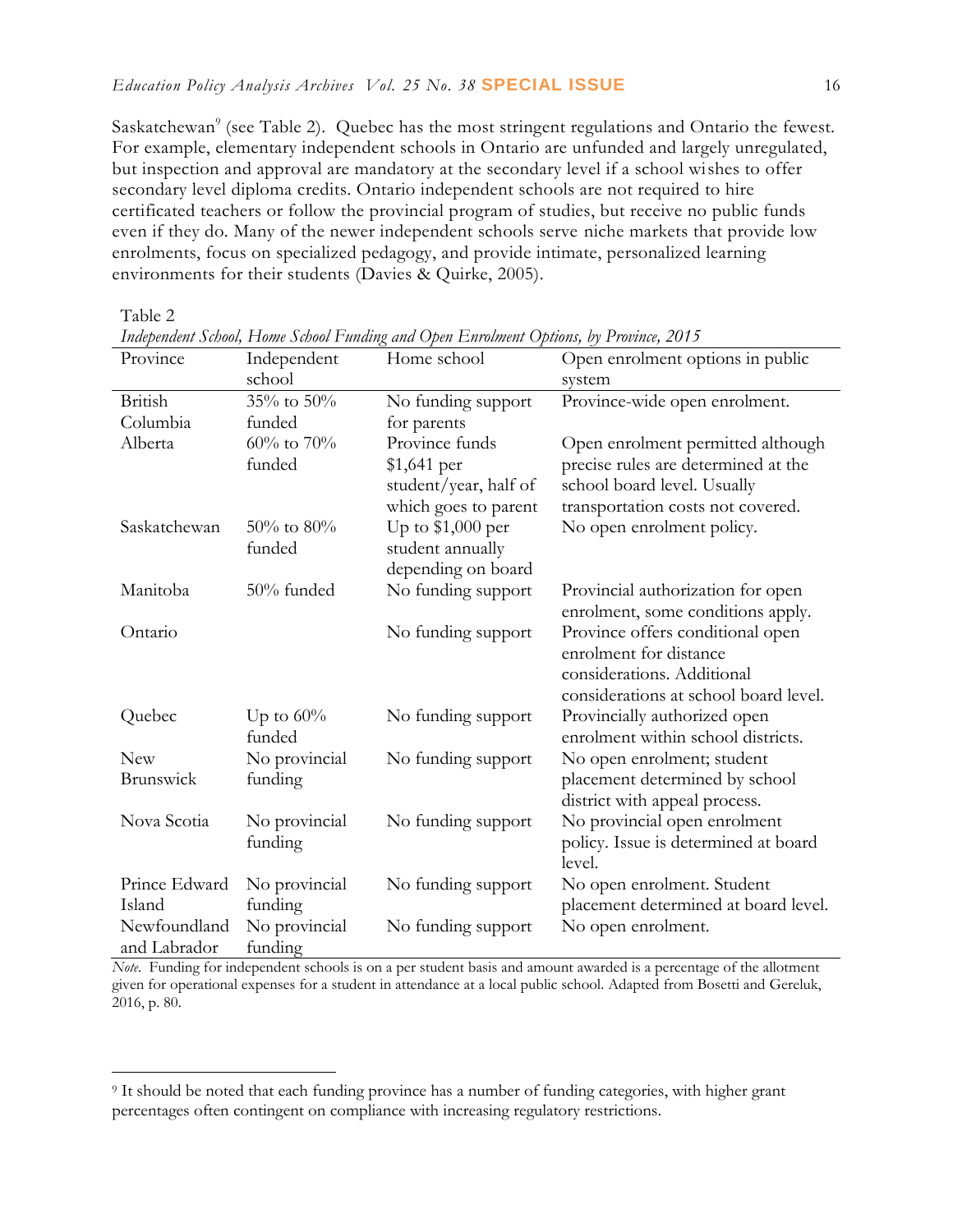Saskatchewan[9] (see Table 2). Quebec has the most stringent regulations and Ontario the fewest. For example, elementary independent schools in Ontario are unfunded and largely unregulated, but inspection and approval are mandatory at the secondary level if a school wishes to offer secondary level diploma credits. Ontario independent schools are not required to hire certificated teachers or follow the provincial program of studies, but receive no public funds even if they do. Many of the newer independent schools serve niche markets that provide low enrolments, focus on specialized pedagogy, and provide intimate, personalized learning environments for their students (Davies & Quirke, 2005).

Table 2
*Independent School, Home School Funding and Open Enrolment Options, by Province, 2015*

| Province | Independent school | Home school | Open enrolment options in public system |
|---|---|---|---|
| British Columbia | 35% to 50% funded | No funding support for parents | Province-wide open enrolment. |
| Alberta | 60% to 70% funded | Province funds $1,641 per student/year, half of which goes to parent | Open enrolment permitted although precise rules are determined at the school board level. Usually transportation costs not covered. |
| Saskatchewan | 50% to 80% funded | Up to $1,000 per student annually depending on board | No open enrolment policy. |
| Manitoba | 50% funded | No funding support | Provincial authorization for open enrolment, some conditions apply. |
| Ontario | | No funding support | Province offers conditional open enrolment for distance considerations. Additional considerations at school board level. |
| Quebec | Up to 60% funded | No funding support | Provincially authorized open enrolment within school districts. |
| New Brunswick | No provincial funding | No funding support | No open enrolment; student placement determined by school district with appeal process. |
| Nova Scotia | No provincial funding | No funding support | No provincial open enrolment policy. Issue is determined at board level. |
| Prince Edward Island | No provincial funding | No funding support | No open enrolment. Student placement determined at board level. |
| Newfoundland and Labrador | No provincial funding | No funding support | No open enrolment. |

*Note.* Funding for independent schools is on a per student basis and amount awarded is a percentage of the allotment given for operational expenses for a student in attendance at a local public school. Adapted from Bosetti and Gereluk, 2016, p. 80.

[9] It should be noted that each funding province has a number of funding categories, with higher grant percentages often contingent on compliance with increasing regulatory restrictions.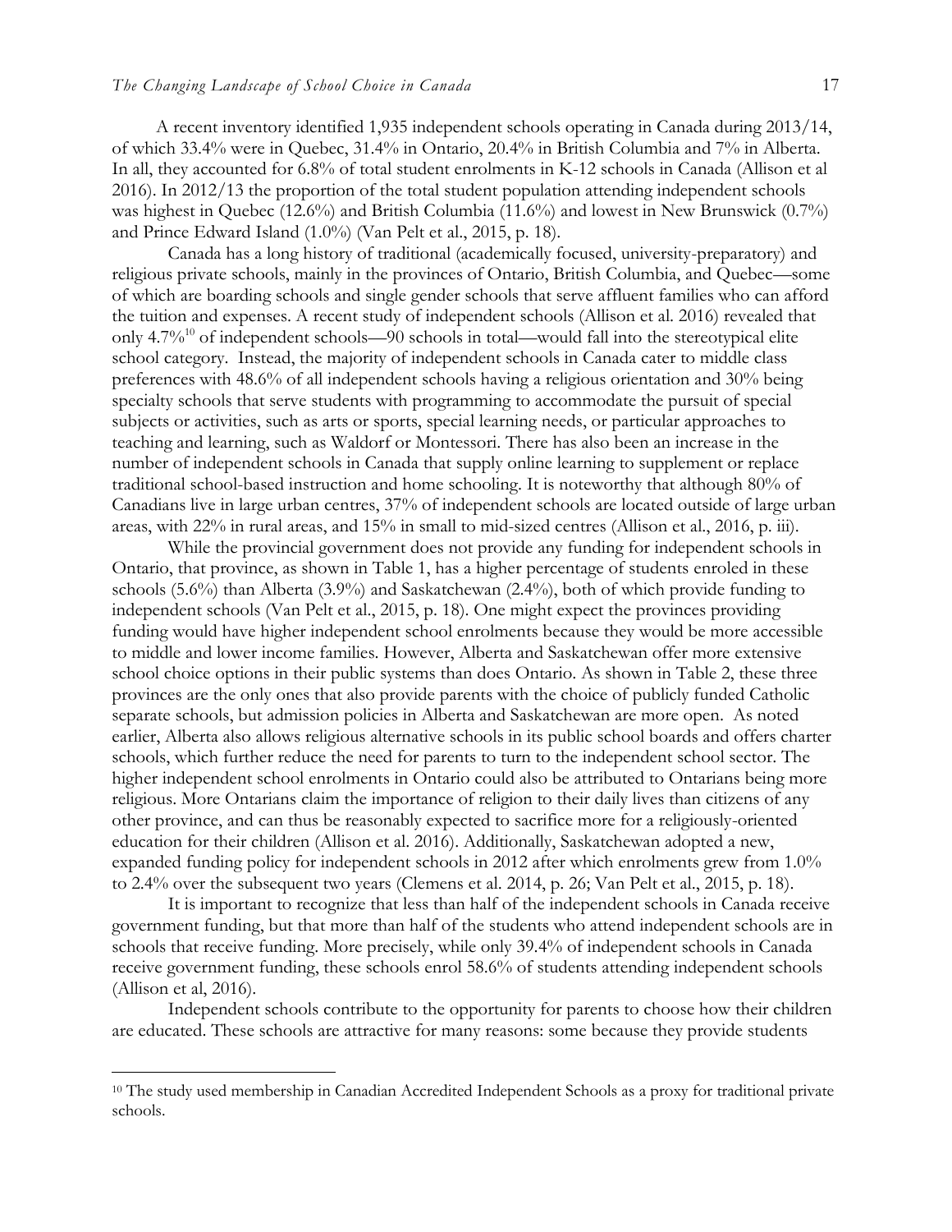A recent inventory identified 1,935 independent schools operating in Canada during 2013/14, of which 33.4% were in Quebec, 31.4% in Ontario, 20.4% in British Columbia and 7% in Alberta. In all, they accounted for 6.8% of total student enrolments in K-12 schools in Canada (Allison et al 2016). In 2012/13 the proportion of the total student population attending independent schools was highest in Quebec (12.6%) and British Columbia (11.6%) and lowest in New Brunswick (0.7%) and Prince Edward Island (1.0%) (Van Pelt et al., 2015, p. 18).

Canada has a long history of traditional (academically focused, university-preparatory) and religious private schools, mainly in the provinces of Ontario, British Columbia, and Quebec—some of which are boarding schools and single gender schools that serve affluent families who can afford the tuition and expenses. A recent study of independent schools (Allison et al. 2016) revealed that only 4.7%[10] of independent schools—90 schools in total—would fall into the stereotypical elite school category. Instead, the majority of independent schools in Canada cater to middle class preferences with 48.6% of all independent schools having a religious orientation and 30% being specialty schools that serve students with programming to accommodate the pursuit of special subjects or activities, such as arts or sports, special learning needs, or particular approaches to teaching and learning, such as Waldorf or Montessori. There has also been an increase in the number of independent schools in Canada that supply online learning to supplement or replace traditional school-based instruction and home schooling. It is noteworthy that although 80% of Canadians live in large urban centres, 37% of independent schools are located outside of large urban areas, with 22% in rural areas, and 15% in small to mid-sized centres (Allison et al., 2016, p. iii).

While the provincial government does not provide any funding for independent schools in Ontario, that province, as shown in Table 1, has a higher percentage of students enroled in these schools (5.6%) than Alberta (3.9%) and Saskatchewan (2.4%), both of which provide funding to independent schools (Van Pelt et al., 2015, p. 18). One might expect the provinces providing funding would have higher independent school enrolments because they would be more accessible to middle and lower income families. However, Alberta and Saskatchewan offer more extensive school choice options in their public systems than does Ontario. As shown in Table 2, these three provinces are the only ones that also provide parents with the choice of publicly funded Catholic separate schools, but admission policies in Alberta and Saskatchewan are more open. As noted earlier, Alberta also allows religious alternative schools in its public school boards and offers charter schools, which further reduce the need for parents to turn to the independent school sector. The higher independent school enrolments in Ontario could also be attributed to Ontarians being more religious. More Ontarians claim the importance of religion to their daily lives than citizens of any other province, and can thus be reasonably expected to sacrifice more for a religiously-oriented education for their children (Allison et al. 2016). Additionally, Saskatchewan adopted a new, expanded funding policy for independent schools in 2012 after which enrolments grew from 1.0% to 2.4% over the subsequent two years (Clemens et al. 2014, p. 26; Van Pelt et al., 2015, p. 18).

It is important to recognize that less than half of the independent schools in Canada receive government funding, but that more than half of the students who attend independent schools are in schools that receive funding. More precisely, while only 39.4% of independent schools in Canada receive government funding, these schools enrol 58.6% of students attending independent schools (Allison et al, 2016).

Independent schools contribute to the opportunity for parents to choose how their children are educated. These schools are attractive for many reasons: some because they provide students

---

[10] The study used membership in Canadian Accredited Independent Schools as a proxy for traditional private schools.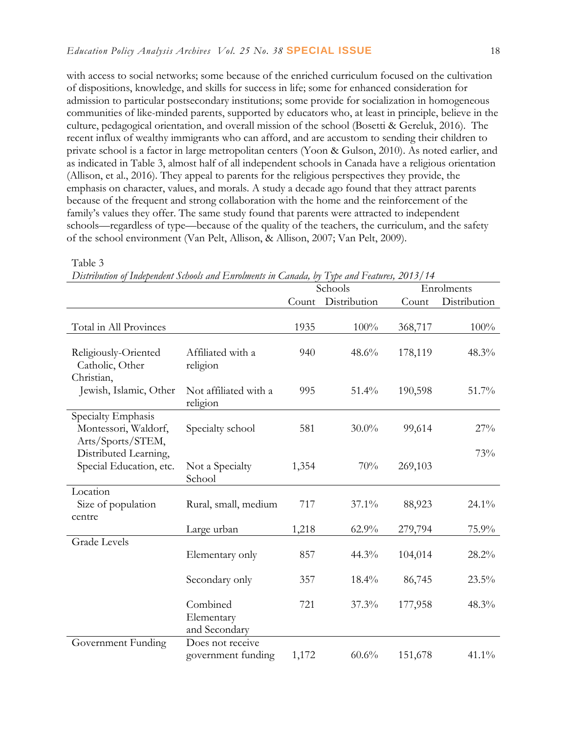with access to social networks; some because of the enriched curriculum focused on the cultivation of dispositions, knowledge, and skills for success in life; some for enhanced consideration for admission to particular postsecondary institutions; some provide for socialization in homogeneous communities of like-minded parents, supported by educators who, at least in principle, believe in the culture, pedagogical orientation, and overall mission of the school (Bosetti & Gereluk, 2016). The recent influx of wealthy immigrants who can afford, and are accustom to sending their children to private school is a factor in large metropolitan centers (Yoon & Gulson, 2010). As noted earlier, and as indicated in Table 3, almost half of all independent schools in Canada have a religious orientation (Allison, et al., 2016). They appeal to parents for the religious perspectives they provide, the emphasis on character, values, and morals. A study a decade ago found that they attract parents because of the frequent and strong collaboration with the home and the reinforcement of the family's values they offer. The same study found that parents were attracted to independent schools—regardless of type—because of the quality of the teachers, the curriculum, and the safety of the school environment (Van Pelt, Allison, & Allison, 2007; Van Pelt, 2009).

Table 3
*Distribution of Independent Schools and Enrolments in Canada, by Type and Features, 2013/14*

| | | Schools | | Enrolments | |
|---|---|---|---|---|---|
| | | Count | Distribution | Count | Distribution |
| Total in All Provinces | | 1935 | 100% | 368,717 | 100% |
| Religiously-Oriented Catholic, Other Christian, | Affiliated with a religion | 940 | 48.6% | 178,119 | 48.3% |
| Jewish, Islamic, Other | Not affiliated with a religion | 995 | 51.4% | 190,598 | 51.7% |
| Specialty Emphasis Montessori, Waldorf, Arts/Sports/STEM, | Specialty school | 581 | 30.0% | 99,614 | 27% |
| Distributed Learning, Special Education, etc. | Not a Specialty School | 1,354 | 70% | 269,103 | 73% |
| Location Size of population centre | Rural, small, medium | 717 | 37.1% | 88,923 | 24.1% |
| | Large urban | 1,218 | 62.9% | 279,794 | 75.9% |
| Grade Levels | Elementary only | 857 | 44.3% | 104,014 | 28.2% |
| | Secondary only | 357 | 18.4% | 86,745 | 23.5% |
| | Combined Elementary and Secondary | 721 | 37.3% | 177,958 | 48.3% |
| Government Funding | Does not receive government funding | 1,172 | 60.6% | 151,678 | 41.1% |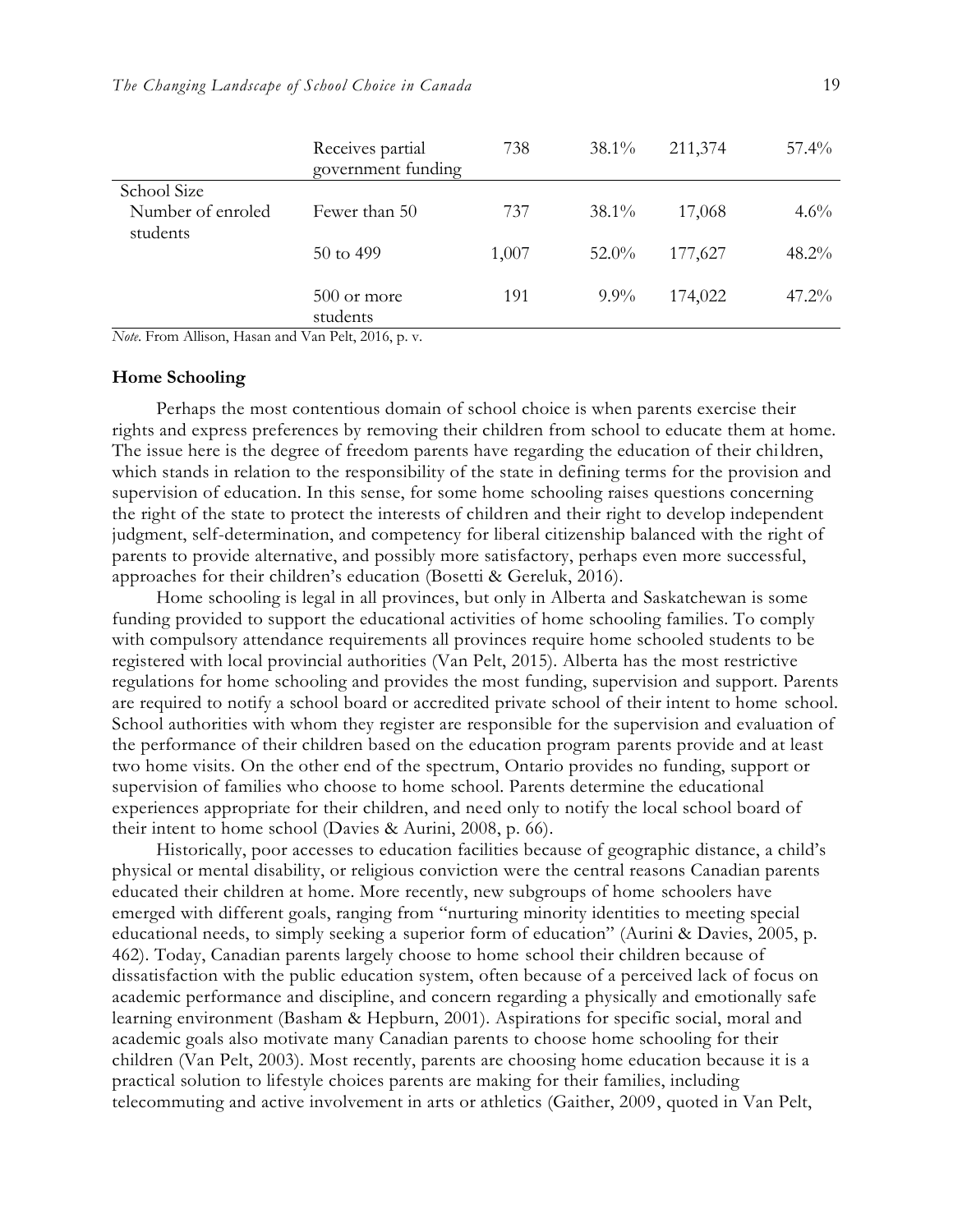| | | | | | |
|---|---|---|---|---|---|
| | Receives partial government funding | 738 | 38.1% | 211,374 | 57.4% |
| School Size<br>Number of enroled students | Fewer than 50 | 737 | 38.1% | 17,068 | 4.6% |
| | 50 to 499 | 1,007 | 52.0% | 177,627 | 48.2% |
| | 500 or more students | 191 | 9.9% | 174,022 | 47.2% |

*Note*. From Allison, Hasan and Van Pelt, 2016, p. v.

**Home Schooling**

Perhaps the most contentious domain of school choice is when parents exercise their rights and express preferences by removing their children from school to educate them at home. The issue here is the degree of freedom parents have regarding the education of their children, which stands in relation to the responsibility of the state in defining terms for the provision and supervision of education. In this sense, for some home schooling raises questions concerning the right of the state to protect the interests of children and their right to develop independent judgment, self-determination, and competency for liberal citizenship balanced with the right of parents to provide alternative, and possibly more satisfactory, perhaps even more successful, approaches for their children's education (Bosetti & Gereluk, 2016).

Home schooling is legal in all provinces, but only in Alberta and Saskatchewan is some funding provided to support the educational activities of home schooling families. To comply with compulsory attendance requirements all provinces require home schooled students to be registered with local provincial authorities (Van Pelt, 2015). Alberta has the most restrictive regulations for home schooling and provides the most funding, supervision and support. Parents are required to notify a school board or accredited private school of their intent to home school. School authorities with whom they register are responsible for the supervision and evaluation of the performance of their children based on the education program parents provide and at least two home visits. On the other end of the spectrum, Ontario provides no funding, support or supervision of families who choose to home school. Parents determine the educational experiences appropriate for their children, and need only to notify the local school board of their intent to home school (Davies & Aurini, 2008, p. 66).

Historically, poor accesses to education facilities because of geographic distance, a child's physical or mental disability, or religious conviction were the central reasons Canadian parents educated their children at home. More recently, new subgroups of home schoolers have emerged with different goals, ranging from "nurturing minority identities to meeting special educational needs, to simply seeking a superior form of education" (Aurini & Davies, 2005, p. 462). Today, Canadian parents largely choose to home school their children because of dissatisfaction with the public education system, often because of a perceived lack of focus on academic performance and discipline, and concern regarding a physically and emotionally safe learning environment (Basham & Hepburn, 2001). Aspirations for specific social, moral and academic goals also motivate many Canadian parents to choose home schooling for their children (Van Pelt, 2003). Most recently, parents are choosing home education because it is a practical solution to lifestyle choices parents are making for their families, including telecommuting and active involvement in arts or athletics (Gaither, 2009, quoted in Van Pelt,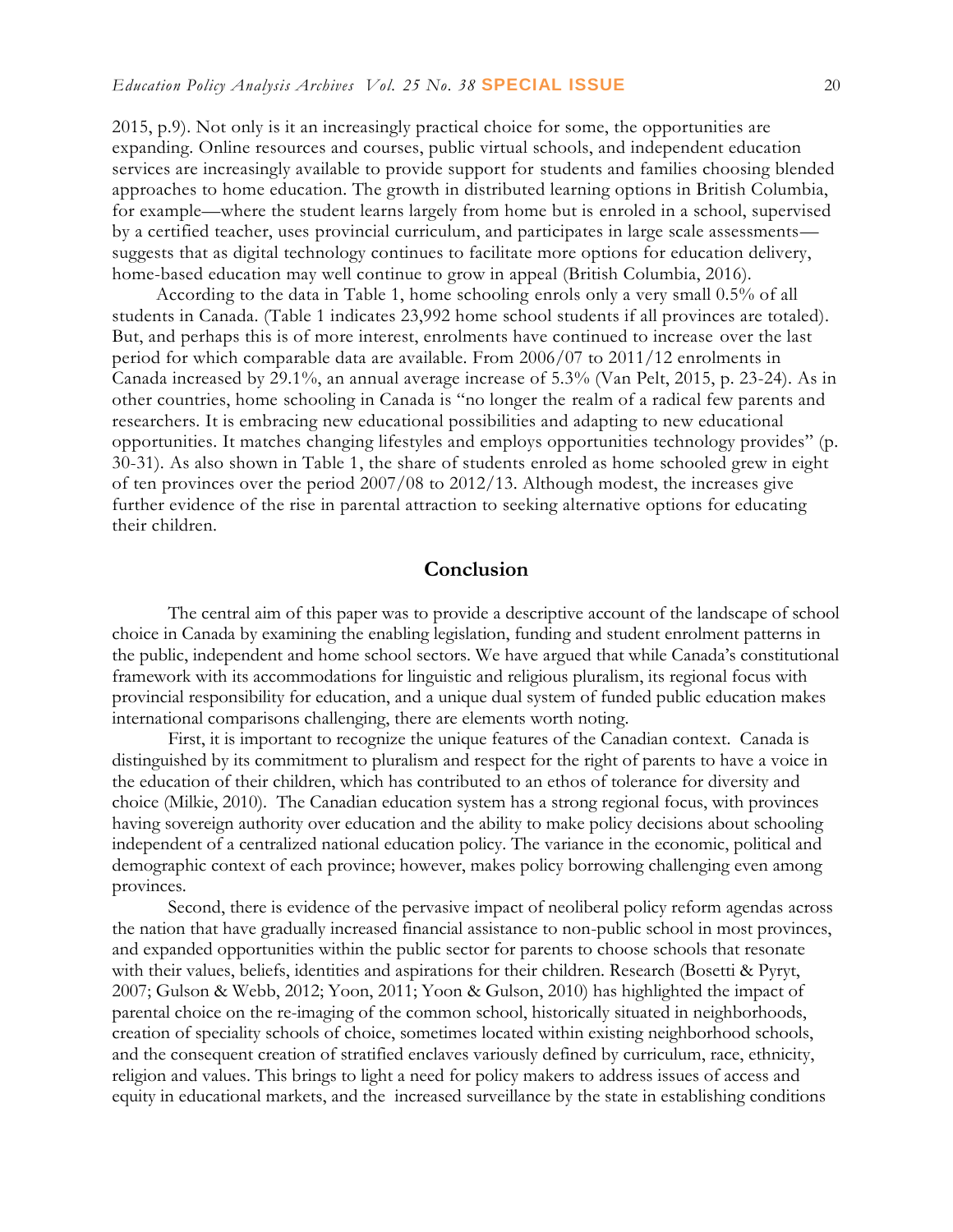2015, p.9). Not only is it an increasingly practical choice for some, the opportunities are expanding. Online resources and courses, public virtual schools, and independent education services are increasingly available to provide support for students and families choosing blended approaches to home education. The growth in distributed learning options in British Columbia, for example—where the student learns largely from home but is enroled in a school, supervised by a certified teacher, uses provincial curriculum, and participates in large scale assessments—suggests that as digital technology continues to facilitate more options for education delivery, home-based education may well continue to grow in appeal (British Columbia, 2016).

According to the data in Table 1, home schooling enrols only a very small 0.5% of all students in Canada. (Table 1 indicates 23,992 home school students if all provinces are totaled). But, and perhaps this is of more interest, enrolments have continued to increase over the last period for which comparable data are available. From 2006/07 to 2011/12 enrolments in Canada increased by 29.1%, an annual average increase of 5.3% (Van Pelt, 2015, p. 23-24). As in other countries, home schooling in Canada is "no longer the realm of a radical few parents and researchers. It is embracing new educational possibilities and adapting to new educational opportunities. It matches changing lifestyles and employs opportunities technology provides" (p. 30-31). As also shown in Table 1, the share of students enroled as home schooled grew in eight of ten provinces over the period 2007/08 to 2012/13. Although modest, the increases give further evidence of the rise in parental attraction to seeking alternative options for educating their children.

## Conclusion

The central aim of this paper was to provide a descriptive account of the landscape of school choice in Canada by examining the enabling legislation, funding and student enrolment patterns in the public, independent and home school sectors. We have argued that while Canada's constitutional framework with its accommodations for linguistic and religious pluralism, its regional focus with provincial responsibility for education, and a unique dual system of funded public education makes international comparisons challenging, there are elements worth noting.

First, it is important to recognize the unique features of the Canadian context. Canada is distinguished by its commitment to pluralism and respect for the right of parents to have a voice in the education of their children, which has contributed to an ethos of tolerance for diversity and choice (Milkie, 2010). The Canadian education system has a strong regional focus, with provinces having sovereign authority over education and the ability to make policy decisions about schooling independent of a centralized national education policy. The variance in the economic, political and demographic context of each province; however, makes policy borrowing challenging even among provinces.

Second, there is evidence of the pervasive impact of neoliberal policy reform agendas across the nation that have gradually increased financial assistance to non-public school in most provinces, and expanded opportunities within the public sector for parents to choose schools that resonate with their values, beliefs, identities and aspirations for their children. Research (Bosetti & Pyryt, 2007; Gulson & Webb, 2012; Yoon, 2011; Yoon & Gulson, 2010) has highlighted the impact of parental choice on the re-imaging of the common school, historically situated in neighborhoods, creation of speciality schools of choice, sometimes located within existing neighborhood schools, and the consequent creation of stratified enclaves variously defined by curriculum, race, ethnicity, religion and values. This brings to light a need for policy makers to address issues of access and equity in educational markets, and the increased surveillance by the state in establishing conditions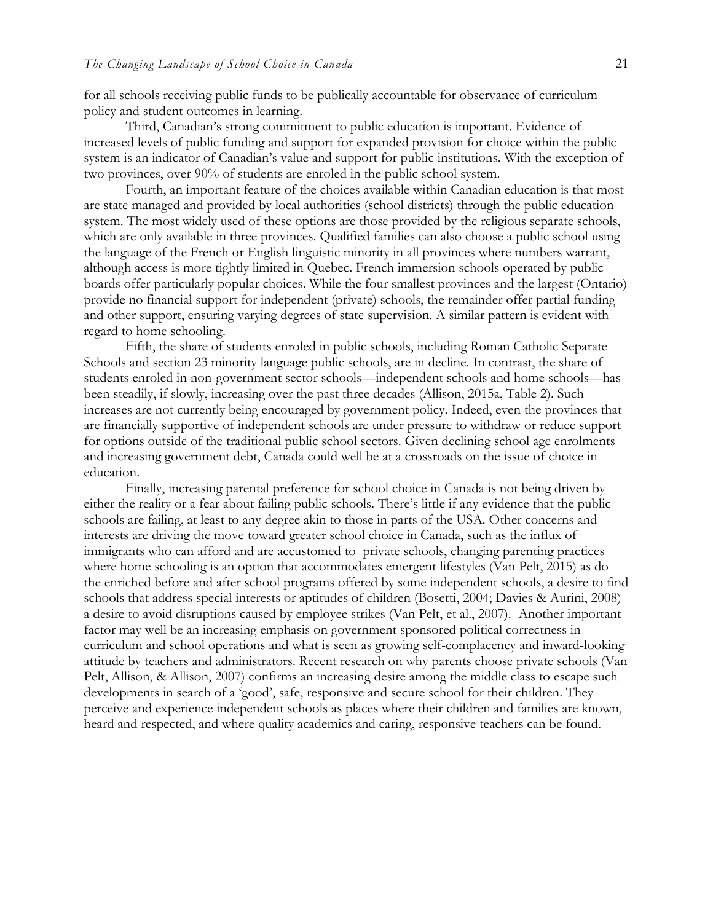for all schools receiving public funds to be publically accountable for observance of curriculum policy and student outcomes in learning.

Third, Canadian's strong commitment to public education is important. Evidence of increased levels of public funding and support for expanded provision for choice within the public system is an indicator of Canadian's value and support for public institutions. With the exception of two provinces, over 90% of students are enroled in the public school system.

Fourth, an important feature of the choices available within Canadian education is that most are state managed and provided by local authorities (school districts) through the public education system. The most widely used of these options are those provided by the religious separate schools, which are only available in three provinces. Qualified families can also choose a public school using the language of the French or English linguistic minority in all provinces where numbers warrant, although access is more tightly limited in Quebec. French immersion schools operated by public boards offer particularly popular choices. While the four smallest provinces and the largest (Ontario) provide no financial support for independent (private) schools, the remainder offer partial funding and other support, ensuring varying degrees of state supervision. A similar pattern is evident with regard to home schooling.

Fifth, the share of students enroled in public schools, including Roman Catholic Separate Schools and section 23 minority language public schools, are in decline. In contrast, the share of students enroled in non-government sector schools—independent schools and home schools—has been steadily, if slowly, increasing over the past three decades (Allison, 2015a, Table 2). Such increases are not currently being encouraged by government policy. Indeed, even the provinces that are financially supportive of independent schools are under pressure to withdraw or reduce support for options outside of the traditional public school sectors. Given declining school age enrolments and increasing government debt, Canada could well be at a crossroads on the issue of choice in education.

Finally, increasing parental preference for school choice in Canada is not being driven by either the reality or a fear about failing public schools. There's little if any evidence that the public schools are failing, at least to any degree akin to those in parts of the USA. Other concerns and interests are driving the move toward greater school choice in Canada, such as the influx of immigrants who can afford and are accustomed to private schools, changing parenting practices where home schooling is an option that accommodates emergent lifestyles (Van Pelt, 2015) as do the enriched before and after school programs offered by some independent schools, a desire to find schools that address special interests or aptitudes of children (Bosetti, 2004; Davies & Aurini, 2008) a desire to avoid disruptions caused by employee strikes (Van Pelt, et al., 2007). Another important factor may well be an increasing emphasis on government sponsored political correctness in curriculum and school operations and what is seen as growing self-complacency and inward-looking attitude by teachers and administrators. Recent research on why parents choose private schools (Van Pelt, Allison, & Allison, 2007) confirms an increasing desire among the middle class to escape such developments in search of a 'good', safe, responsive and secure school for their children. They perceive and experience independent schools as places where their children and families are known, heard and respected, and where quality academics and caring, responsive teachers can be found.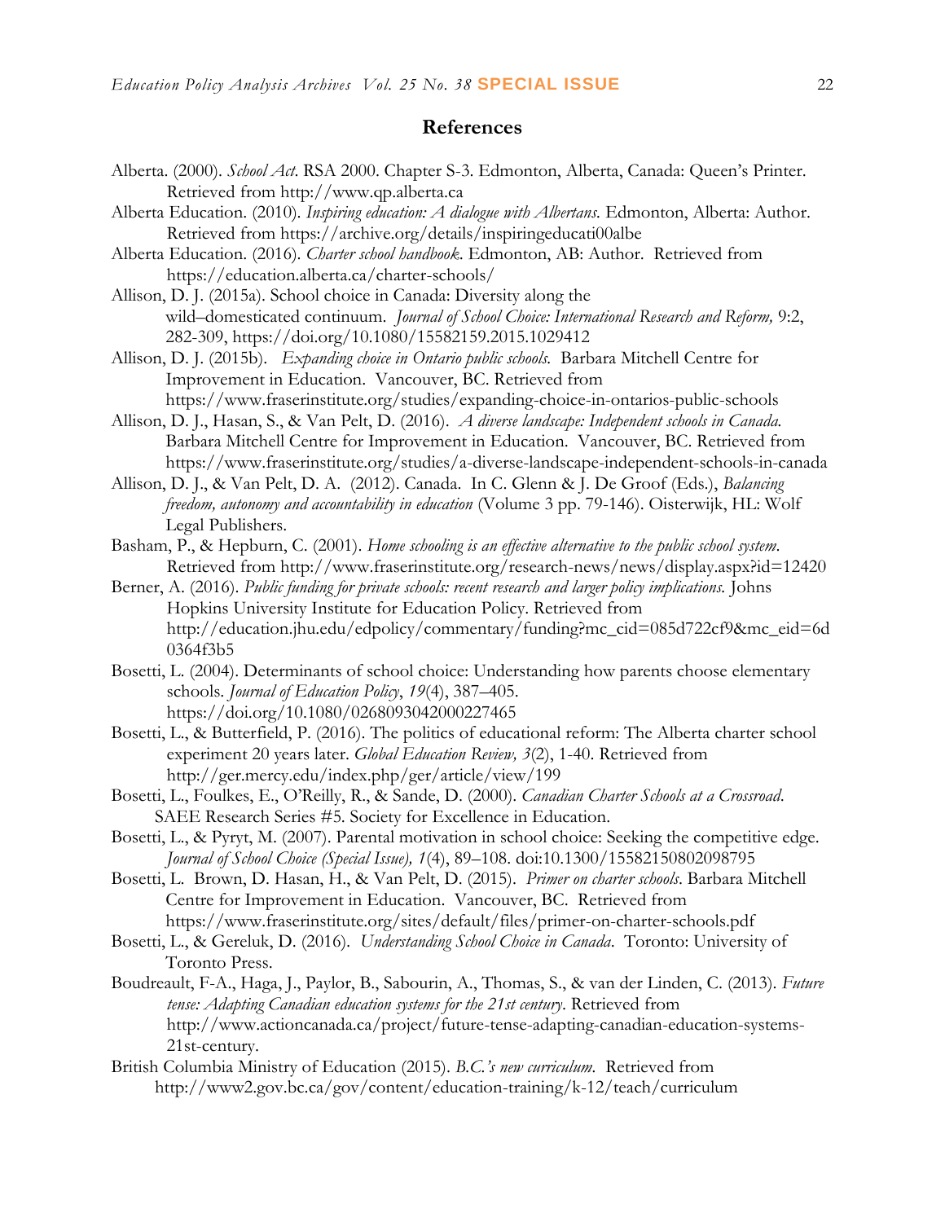## References

Alberta. (2000). *School Act.* RSA 2000. Chapter S-3. Edmonton, Alberta, Canada: Queen's Printer. Retrieved from http://www.qp.alberta.ca

Alberta Education. (2010). *Inspiring education: A dialogue with Albertans.* Edmonton, Alberta: Author. Retrieved from https://archive.org/details/inspiringeducati00albe

Alberta Education. (2016). *Charter school handbook.* Edmonton, AB: Author. Retrieved from https://education.alberta.ca/charter-schools/

Allison, D. J. (2015a). School choice in Canada: Diversity along the wild–domesticated continuum. *Journal of School Choice: International Research and Reform,* 9:2, 282-309, https://doi.org/10.1080/15582159.2015.1029412

Allison, D. J. (2015b). *Expanding choice in Ontario public schools.* Barbara Mitchell Centre for Improvement in Education. Vancouver, BC. Retrieved from https://www.fraserinstitute.org/studies/expanding-choice-in-ontarios-public-schools

Allison, D. J., Hasan, S., & Van Pelt, D. (2016). *A diverse landscape: Independent schools in Canada.* Barbara Mitchell Centre for Improvement in Education. Vancouver, BC. Retrieved from https://www.fraserinstitute.org/studies/a-diverse-landscape-independent-schools-in-canada

Allison, D. J., & Van Pelt, D. A. (2012). Canada. In C. Glenn & J. De Groof (Eds.), *Balancing freedom, autonomy and accountability in education* (Volume 3 pp. 79-146). Oisterwijk, HL: Wolf Legal Publishers.

Basham, P., & Hepburn, C. (2001). *Home schooling is an effective alternative to the public school system*. Retrieved from http://www.fraserinstitute.org/research-news/news/display.aspx?id=12420

Berner, A. (2016). *Public funding for private schools: recent research and larger policy implications.* Johns Hopkins University Institute for Education Policy. Retrieved from http://education.jhu.edu/edpolicy/commentary/funding?mc_cid=085d722cf9&mc_eid=6d0364f3b5

Bosetti, L. (2004). Determinants of school choice: Understanding how parents choose elementary schools. *Journal of Education Policy*, *19*(4), 387–405. https://doi.org/10.1080/0268093042000227465

Bosetti, L., & Butterfield, P. (2016). The politics of educational reform: The Alberta charter school experiment 20 years later. *Global Education Review, 3*(2), 1-40. Retrieved from http://ger.mercy.edu/index.php/ger/article/view/199

Bosetti, L., Foulkes, E., O'Reilly, R., & Sande, D. (2000). *Canadian Charter Schools at a Crossroad*. SAEE Research Series #5. Society for Excellence in Education.

Bosetti, L., & Pyryt, M. (2007). Parental motivation in school choice: Seeking the competitive edge. *Journal of School Choice (Special Issue), 1*(4), 89–108. doi:10.1300/15582150802098795

Bosetti, L. Brown, D. Hasan, H., & Van Pelt, D. (2015). *Primer on charter schools*. Barbara Mitchell Centre for Improvement in Education. Vancouver, BC. Retrieved from https://www.fraserinstitute.org/sites/default/files/primer-on-charter-schools.pdf

Bosetti, L., & Gereluk, D. (2016). *Understanding School Choice in Canada.* Toronto: University of Toronto Press.

Boudreault, F-A., Haga, J., Paylor, B., Sabourin, A., Thomas, S., & van der Linden, C. (2013). *Future tense: Adapting Canadian education systems for the 21st century*. Retrieved from http://www.actioncanada.ca/project/future-tense-adapting-canadian-education-systems-21st-century.

British Columbia Ministry of Education (2015). *B.C.'s new curriculum.* Retrieved from http://www2.gov.bc.ca/gov/content/education-training/k-12/teach/curriculum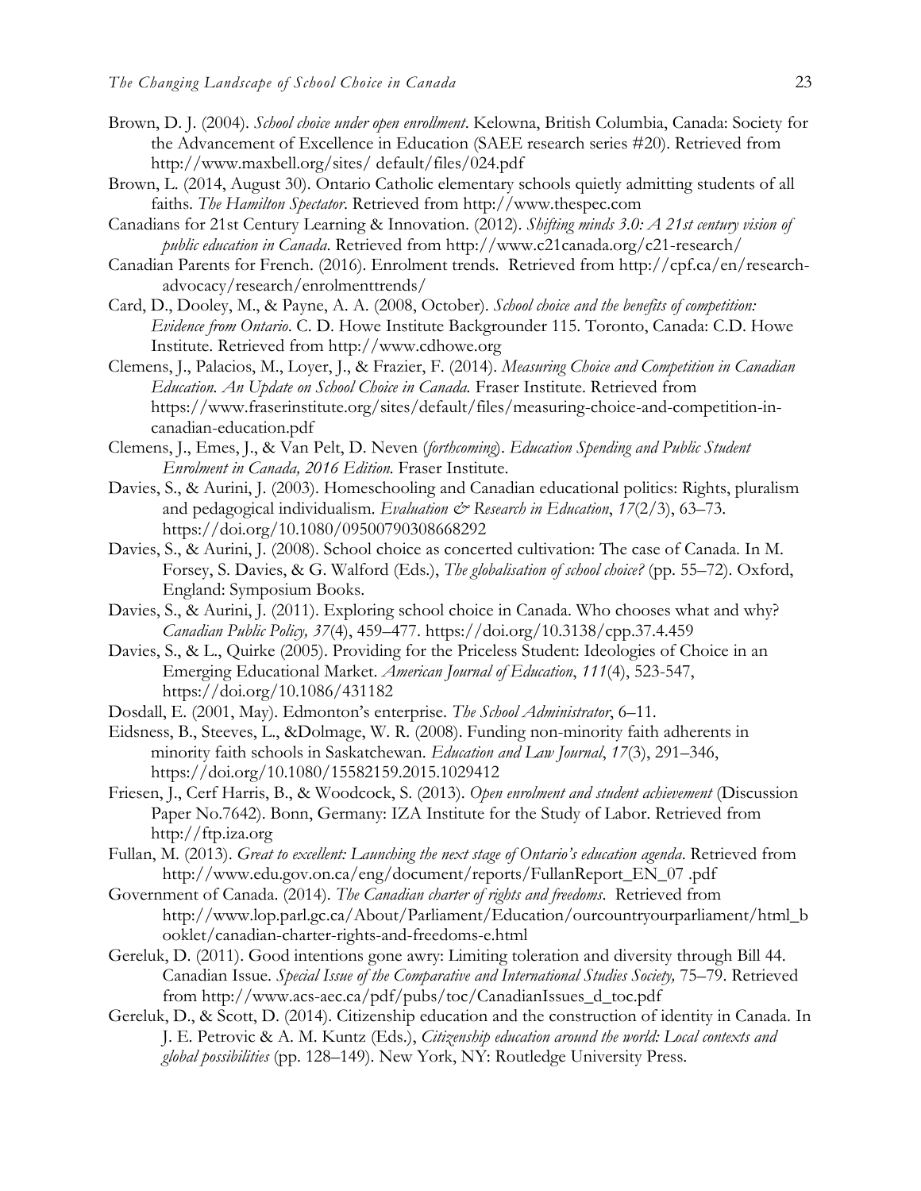Brown, D. J. (2004). *School choice under open enrollment*. Kelowna, British Columbia, Canada: Society for the Advancement of Excellence in Education (SAEE research series #20). Retrieved from http://www.maxbell.org/sites/ default/files/024.pdf

Brown, L. (2014, August 30). Ontario Catholic elementary schools quietly admitting students of all faiths. *The Hamilton Spectator*. Retrieved from http://www.thespec.com

Canadians for 21st Century Learning & Innovation. (2012). *Shifting minds 3.0: A 21st century vision of public education in Canada*. Retrieved from http://www.c21canada.org/c21-research/

Canadian Parents for French. (2016). Enrolment trends. Retrieved from http://cpf.ca/en/research-advocacy/research/enrolmenttrends/

Card, D., Dooley, M., & Payne, A. A. (2008, October). *School choice and the benefits of competition: Evidence from Ontario*. C. D. Howe Institute Backgrounder 115. Toronto, Canada: C.D. Howe Institute. Retrieved from http://www.cdhowe.org

Clemens, J., Palacios, M., Loyer, J., & Frazier, F. (2014). *Measuring Choice and Competition in Canadian Education. An Update on School Choice in Canada.* Fraser Institute. Retrieved from https://www.fraserinstitute.org/sites/default/files/measuring-choice-and-competition-in-canadian-education.pdf

Clemens, J., Emes, J., & Van Pelt, D. Neven (*forthcoming*). *Education Spending and Public Student Enrolment in Canada, 2016 Edition.* Fraser Institute.

Davies, S., & Aurini, J. (2003). Homeschooling and Canadian educational politics: Rights, pluralism and pedagogical individualism. *Evaluation & Research in Education*, *17*(2/3), 63–73. https://doi.org/10.1080/09500790308668292

Davies, S., & Aurini, J. (2008). School choice as concerted cultivation: The case of Canada. In M. Forsey, S. Davies, & G. Walford (Eds.), *The globalisation of school choice?* (pp. 55–72). Oxford, England: Symposium Books.

Davies, S., & Aurini, J. (2011). Exploring school choice in Canada. Who chooses what and why? *Canadian Public Policy, 37*(4), 459–477. https://doi.org/10.3138/cpp.37.4.459

Davies, S., & L., Quirke (2005). Providing for the Priceless Student: Ideologies of Choice in an Emerging Educational Market. *American Journal of Education*, *111*(4), 523-547, https://doi.org/10.1086/431182

Dosdall, E. (2001, May). Edmonton's enterprise. *The School Administrator*, 6–11.

Eidsness, B., Steeves, L., &Dolmage, W. R. (2008). Funding non-minority faith adherents in minority faith schools in Saskatchewan. *Education and Law Journal*, *17*(3), 291–346, https://doi.org/10.1080/15582159.2015.1029412

Friesen, J., Cerf Harris, B., & Woodcock, S. (2013). *Open enrolment and student achievement* (Discussion Paper No.7642). Bonn, Germany: IZA Institute for the Study of Labor. Retrieved from http://ftp.iza.org

Fullan, M. (2013). *Great to excellent: Launching the next stage of Ontario's education agenda*. Retrieved from http://www.edu.gov.on.ca/eng/document/reports/FullanReport_EN_07 .pdf

Government of Canada. (2014). *The Canadian charter of rights and freedoms*. Retrieved from http://www.lop.parl.gc.ca/About/Parliament/Education/ourcountryourparliament/html_booklet/canadian-charter-rights-and-freedoms-e.html

Gereluk, D. (2011). Good intentions gone awry: Limiting toleration and diversity through Bill 44. Canadian Issue. *Special Issue of the Comparative and International Studies Society,* 75–79. Retrieved from http://www.acs-aec.ca/pdf/pubs/toc/CanadianIssues_d_toc.pdf

Gereluk, D., & Scott, D. (2014). Citizenship education and the construction of identity in Canada. In J. E. Petrovic & A. M. Kuntz (Eds.), *Citizenship education around the world: Local contexts and global possibilities* (pp. 128–149). New York, NY: Routledge University Press.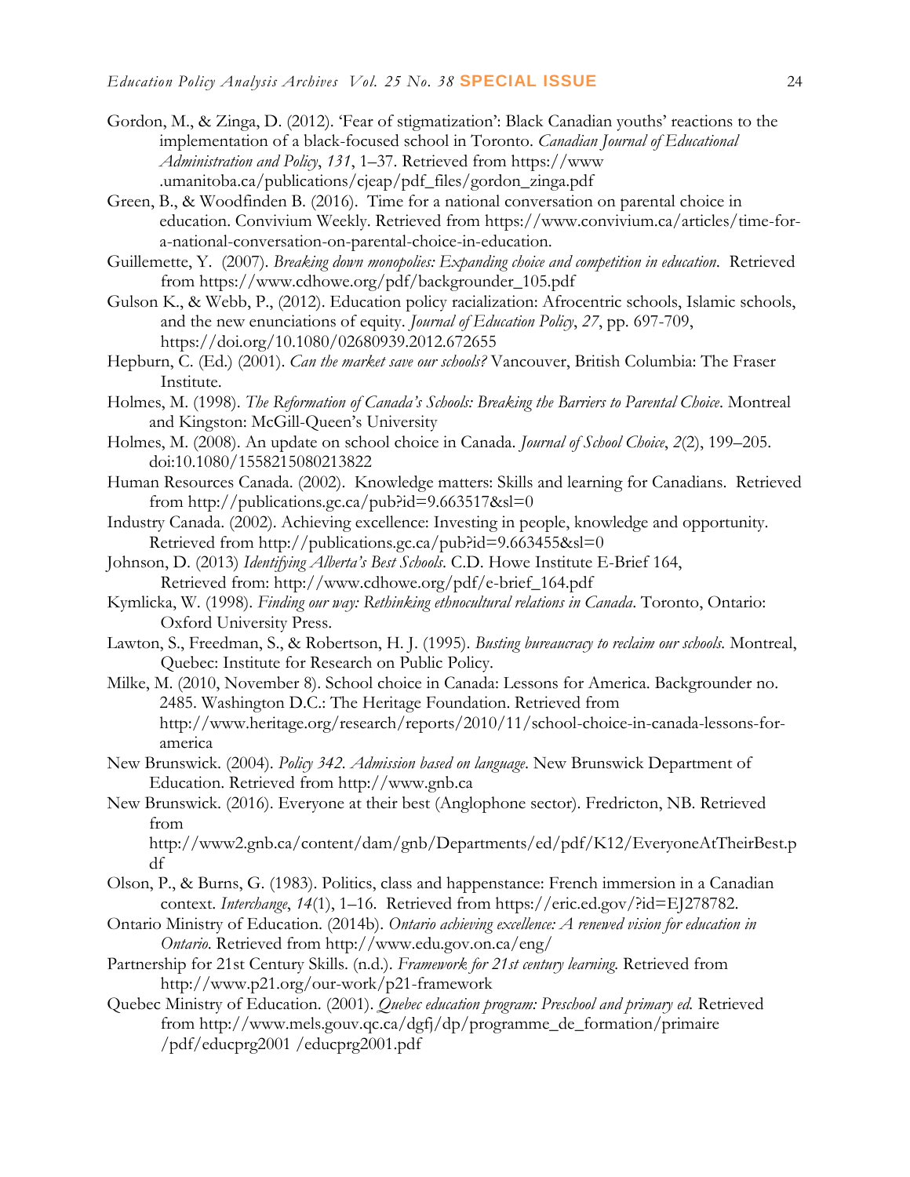Gordon, M., & Zinga, D. (2012). 'Fear of stigmatization': Black Canadian youths' reactions to the implementation of a black-focused school in Toronto. *Canadian Journal of Educational Administration and Policy*, *131*, 1–37. Retrieved from https://www.umanitoba.ca/publications/cjeap/pdf_files/gordon_zinga.pdf

Green, B., & Woodfinden B. (2016). Time for a national conversation on parental choice in education. Convivium Weekly. Retrieved from https://www.convivium.ca/articles/time-for-a-national-conversation-on-parental-choice-in-education.

Guillemette, Y. (2007). *Breaking down monopolies: Expanding choice and competition in education*. Retrieved from https://www.cdhowe.org/pdf/backgrounder_105.pdf

Gulson K., & Webb, P., (2012). Education policy racialization: Afrocentric schools, Islamic schools, and the new enunciations of equity. *Journal of Education Policy*, *27*, pp. 697-709, https://doi.org/10.1080/02680939.2012.672655

Hepburn, C. (Ed.) (2001). *Can the market save our schools?* Vancouver, British Columbia: The Fraser Institute.

Holmes, M. (1998). *The Reformation of Canada's Schools: Breaking the Barriers to Parental Choice*. Montreal and Kingston: McGill-Queen's University

Holmes, M. (2008). An update on school choice in Canada. *Journal of School Choice*, *2*(2), 199–205. doi:10.1080/1558215080213822

Human Resources Canada. (2002). Knowledge matters: Skills and learning for Canadians. Retrieved from http://publications.gc.ca/pub?id=9.663517&sl=0

Industry Canada. (2002). Achieving excellence: Investing in people, knowledge and opportunity. Retrieved from http://publications.gc.ca/pub?id=9.663455&sl=0

Johnson, D. (2013) *Identifying Alberta's Best Schools*. C.D. Howe Institute E-Brief 164, Retrieved from: http://www.cdhowe.org/pdf/e-brief_164.pdf

Kymlicka, W. (1998). *Finding our way: Rethinking ethnocultural relations in Canada*. Toronto, Ontario: Oxford University Press.

Lawton, S., Freedman, S., & Robertson, H. J. (1995). *Busting bureaucracy to reclaim our schools*. Montreal, Quebec: Institute for Research on Public Policy.

Milke, M. (2010, November 8). School choice in Canada: Lessons for America. Backgrounder no. 2485. Washington D.C.: The Heritage Foundation. Retrieved from http://www.heritage.org/research/reports/2010/11/school-choice-in-canada-lessons-for-america

New Brunswick. (2004). *Policy 342. Admission based on language*. New Brunswick Department of Education. Retrieved from http://www.gnb.ca

New Brunswick. (2016). Everyone at their best (Anglophone sector). Fredricton, NB. Retrieved from http://www2.gnb.ca/content/dam/gnb/Departments/ed/pdf/K12/EveryoneAtTheirBest.pdf

Olson, P., & Burns, G. (1983). Politics, class and happenstance: French immersion in a Canadian context. *Interchange*, *14*(1), 1–16. Retrieved from https://eric.ed.gov/?id=EJ278782.

Ontario Ministry of Education. (2014b). *Ontario achieving excellence: A renewed vision for education in Ontario*. Retrieved from http://www.edu.gov.on.ca/eng/

Partnership for 21st Century Skills. (n.d.). *Framework for 21st century learning*. Retrieved from http://www.p21.org/our-work/p21-framework

Quebec Ministry of Education. (2001). *Quebec education program: Preschool and primary ed.* Retrieved from http://www.mels.gouv.qc.ca/dgfj/dp/programme_de_formation/primaire /pdf/educprg2001 /educprg2001.pdf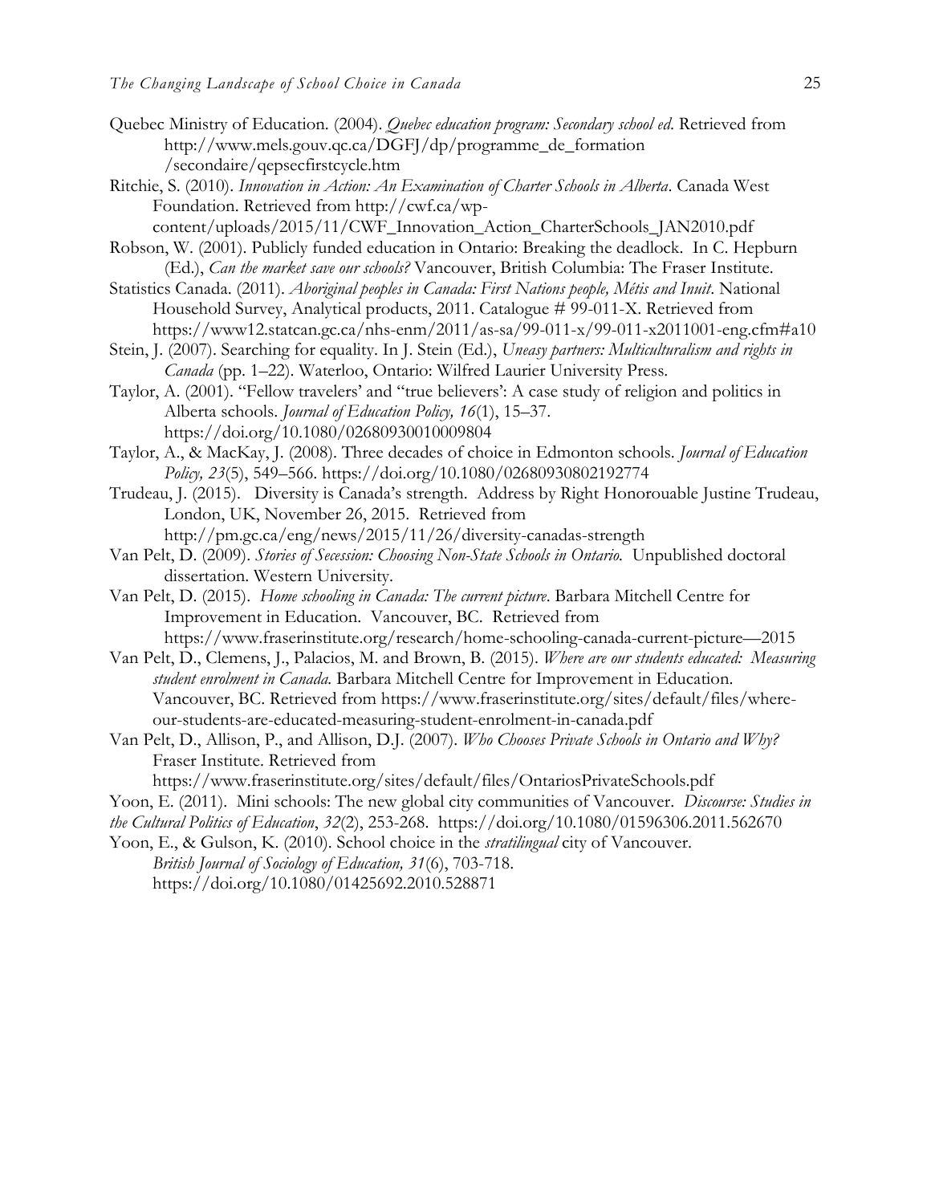Quebec Ministry of Education. (2004). *Quebec education program: Secondary school ed*. Retrieved from http://www.mels.gouv.qc.ca/DGFJ/dp/programme_de_formation /secondaire/qepsecfirstcycle.htm

Ritchie, S. (2010). *Innovation in Action: An Examination of Charter Schools in Alberta*. Canada West Foundation. Retrieved from http://cwf.ca/wp-content/uploads/2015/11/CWF_Innovation_Action_CharterSchools_JAN2010.pdf

Robson, W. (2001). Publicly funded education in Ontario: Breaking the deadlock. In C. Hepburn (Ed.), *Can the market save our schools?* Vancouver, British Columbia: The Fraser Institute.

Statistics Canada. (2011). *Aboriginal peoples in Canada: First Nations people, Métis and Inuit*. National Household Survey, Analytical products, 2011. Catalogue # 99-011-X. Retrieved from https://www12.statcan.gc.ca/nhs-enm/2011/as-sa/99-011-x/99-011-x2011001-eng.cfm#a10

Stein, J. (2007). Searching for equality. In J. Stein (Ed.), *Uneasy partners: Multiculturalism and rights in Canada* (pp. 1–22). Waterloo, Ontario: Wilfred Laurier University Press.

Taylor, A. (2001). "Fellow travelers' and "true believers': A case study of religion and politics in Alberta schools. *Journal of Education Policy, 16*(1), 15–37. https://doi.org/10.1080/02680930010009804

Taylor, A., & MacKay, J. (2008). Three decades of choice in Edmonton schools. *Journal of Education Policy, 23*(5), 549–566. https://doi.org/10.1080/02680930802192774

Trudeau, J. (2015). Diversity is Canada's strength. Address by Right Honorouable Justine Trudeau, London, UK, November 26, 2015. Retrieved from http://pm.gc.ca/eng/news/2015/11/26/diversity-canadas-strength

Van Pelt, D. (2009). *Stories of Secession: Choosing Non-State Schools in Ontario.* Unpublished doctoral dissertation. Western University.

Van Pelt, D. (2015). *Home schooling in Canada: The current picture*. Barbara Mitchell Centre for Improvement in Education. Vancouver, BC. Retrieved from https://www.fraserinstitute.org/research/home-schooling-canada-current-picture—2015

Van Pelt, D., Clemens, J., Palacios, M. and Brown, B. (2015). *Where are our students educated: Measuring student enrolment in Canada.* Barbara Mitchell Centre for Improvement in Education. Vancouver, BC. Retrieved from https://www.fraserinstitute.org/sites/default/files/where-our-students-are-educated-measuring-student-enrolment-in-canada.pdf

Van Pelt, D., Allison, P., and Allison, D.J. (2007). *Who Chooses Private Schools in Ontario and Why?* Fraser Institute. Retrieved from https://www.fraserinstitute.org/sites/default/files/OntariosPrivateSchools.pdf

Yoon, E. (2011). Mini schools: The new global city communities of Vancouver. *Discourse: Studies in the Cultural Politics of Education*, *32*(2), 253-268. https://doi.org/10.1080/01596306.2011.562670

Yoon, E., & Gulson, K. (2010). School choice in the *stratilingual* city of Vancouver. *British Journal of Sociology of Education, 31*(6), 703-718. https://doi.org/10.1080/01425692.2010.528871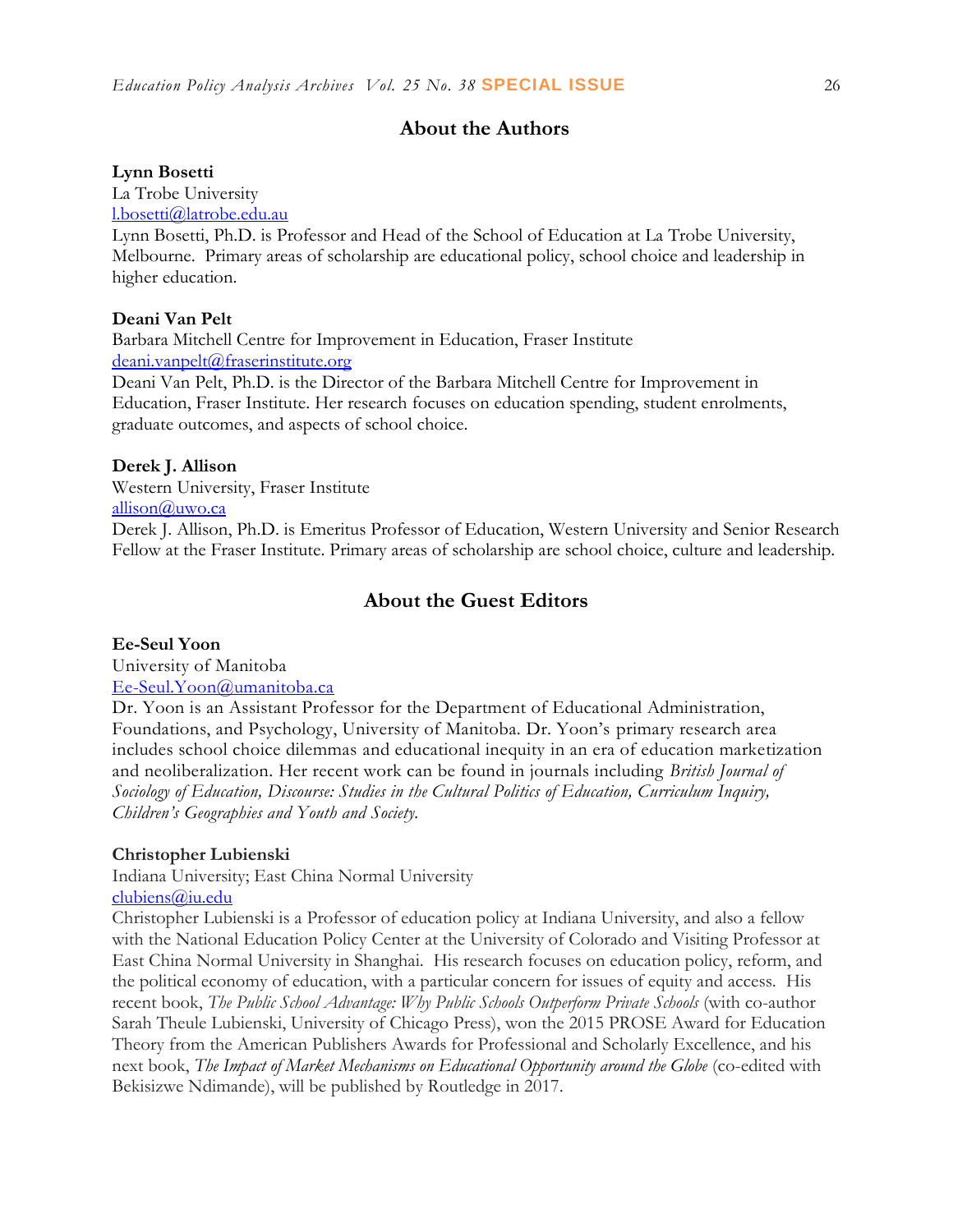## About the Authors

**Lynn Bosetti**
La Trobe University
l.bosetti@latrobe.edu.au
Lynn Bosetti, Ph.D. is Professor and Head of the School of Education at La Trobe University, Melbourne. Primary areas of scholarship are educational policy, school choice and leadership in higher education.

**Deani Van Pelt**
Barbara Mitchell Centre for Improvement in Education, Fraser Institute
deani.vanpelt@fraserinstitute.org
Deani Van Pelt, Ph.D. is the Director of the Barbara Mitchell Centre for Improvement in Education, Fraser Institute. Her research focuses on education spending, student enrolments, graduate outcomes, and aspects of school choice.

**Derek J. Allison**
Western University, Fraser Institute
allison@uwo.ca
Derek J. Allison, Ph.D. is Emeritus Professor of Education, Western University and Senior Research Fellow at the Fraser Institute. Primary areas of scholarship are school choice, culture and leadership.

## About the Guest Editors

**Ee-Seul Yoon**
University of Manitoba
Ee-Seul.Yoon@umanitoba.ca
Dr. Yoon is an Assistant Professor for the Department of Educational Administration, Foundations, and Psychology, University of Manitoba. Dr. Yoon's primary research area includes school choice dilemmas and educational inequity in an era of education marketization and neoliberalization. Her recent work can be found in journals including *British Journal of Sociology of Education, Discourse: Studies in the Cultural Politics of Education, Curriculum Inquiry, Children's Geographies and Youth and Society.*

**Christopher Lubienski**
Indiana University; East China Normal University
clubiens@iu.edu
Christopher Lubienski is a Professor of education policy at Indiana University, and also a fellow with the National Education Policy Center at the University of Colorado and Visiting Professor at East China Normal University in Shanghai. His research focuses on education policy, reform, and the political economy of education, with a particular concern for issues of equity and access. His recent book, *The Public School Advantage: Why Public Schools Outperform Private Schools* (with co-author Sarah Theule Lubienski, University of Chicago Press), won the 2015 PROSE Award for Education Theory from the American Publishers Awards for Professional and Scholarly Excellence, and his next book, *The Impact of Market Mechanisms on Educational Opportunity around the Globe* (co-edited with Bekisizwe Ndimande), will be published by Routledge in 2017.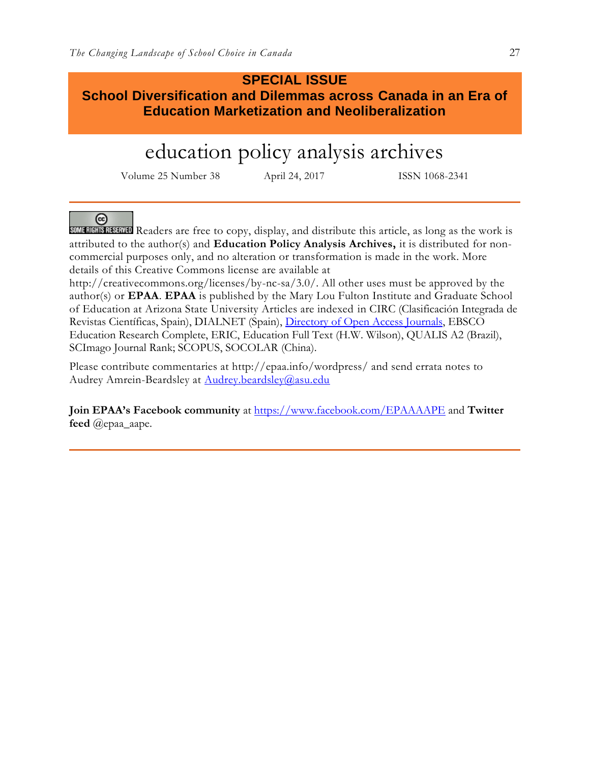**SPECIAL ISSUE**
**School Diversification and Dilemmas across Canada in an Era of Education Marketization and Neoliberalization**

# education policy analysis archives

Volume 25 Number 38 April 24, 2017 ISSN 1068-2341

Readers are free to copy, display, and distribute this article, as long as the work is attributed to the author(s) and **Education Policy Analysis Archives,** it is distributed for non-commercial purposes only, and no alteration or transformation is made in the work. More details of this Creative Commons license are available at http://creativecommons.org/licenses/by-nc-sa/3.0/. All other uses must be approved by the author(s) or **EPAA**. **EPAA** is published by the Mary Lou Fulton Institute and Graduate School of Education at Arizona State University Articles are indexed in CIRC (Clasificación Integrada de Revistas Científicas, Spain), DIALNET (Spain), Directory of Open Access Journals, EBSCO Education Research Complete, ERIC, Education Full Text (H.W. Wilson), QUALIS A2 (Brazil), SCImago Journal Rank; SCOPUS, SOCOLAR (China).

Please contribute commentaries at http://epaa.info/wordpress/ and send errata notes to Audrey Amrein-Beardsley at Audrey.beardsley@asu.edu

**Join EPAA's Facebook community** at https://www.facebook.com/EPAAAAPE and **Twitter feed** @epaa_aape.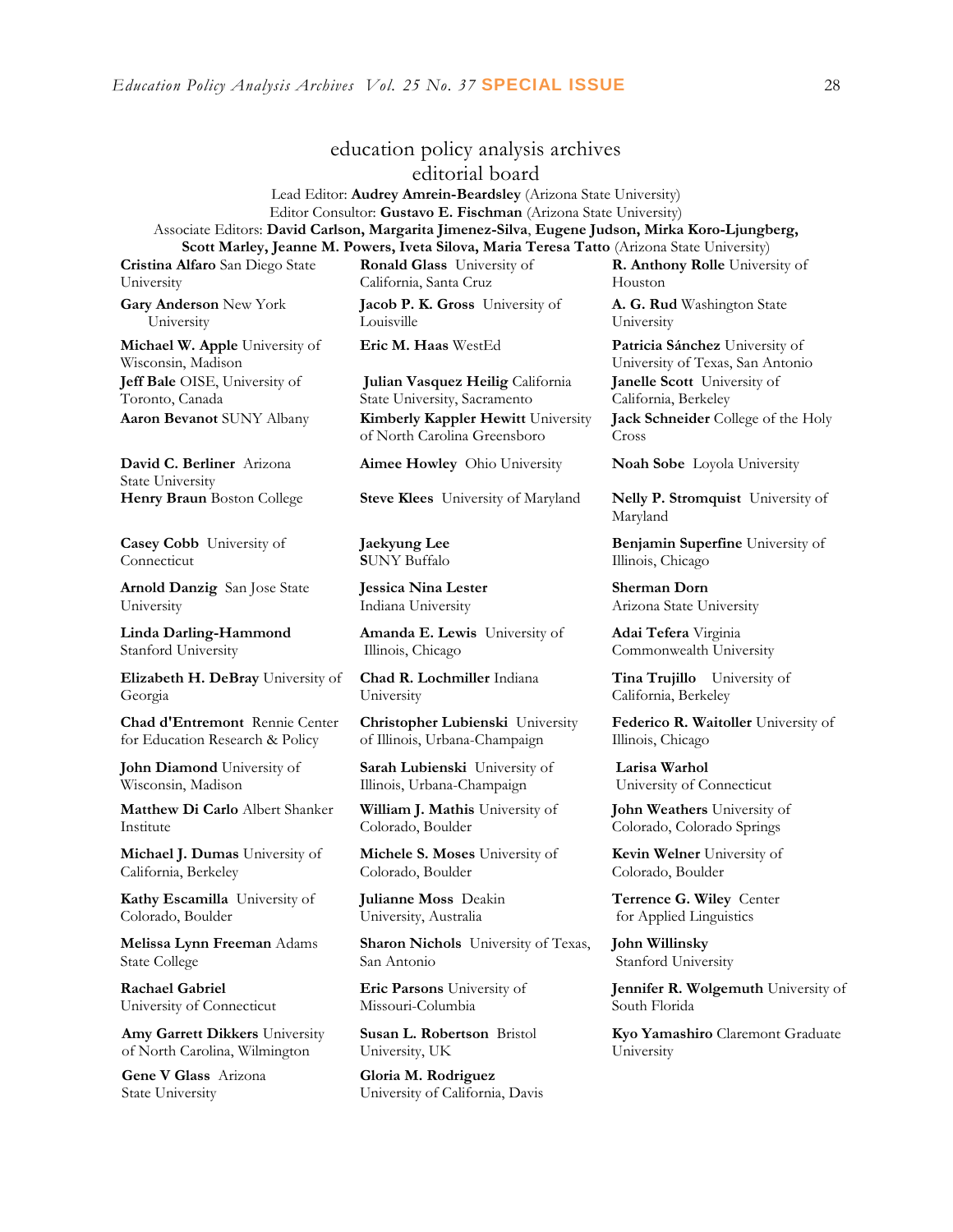# education policy analysis archives
## editorial board

Lead Editor: **Audrey Amrein-Beardsley** (Arizona State University)
Editor Consultor: **Gustavo E. Fischman** (Arizona State University)
Associate Editors: **David Carlson, Margarita Jimenez-Silva**, **Eugene Judson, Mirka Koro-Ljungberg, Scott Marley, Jeanne M. Powers, Iveta Silova, Maria Teresa Tatto** (Arizona State University)

**Cristina Alfaro** San Diego State University

**Gary Anderson** New York University

**Michael W. Apple** University of Wisconsin, Madison

**Jeff Bale** OISE, University of Toronto, Canada

**Aaron Bevanot** SUNY Albany

**David C. Berliner** Arizona State University

**Henry Braun** Boston College

**Casey Cobb** University of Connecticut

**Arnold Danzig** San Jose State University

**Linda Darling-Hammond** Stanford University

**Elizabeth H. DeBray** University of Georgia

**Chad d'Entremont** Rennie Center for Education Research & Policy

**John Diamond** University of Wisconsin, Madison

**Matthew Di Carlo** Albert Shanker Institute

**Michael J. Dumas** University of California, Berkeley

**Kathy Escamilla** University of Colorado, Boulder

**Melissa Lynn Freeman** Adams State College

**Rachael Gabriel** University of Connecticut

**Amy Garrett Dikkers** University of North Carolina, Wilmington

**Gene V Glass** Arizona State University

**Ronald Glass** University of California, Santa Cruz

**Jacob P. K. Gross** University of Louisville

**Eric M. Haas** WestEd

**Julian Vasquez Heilig** California State University, Sacramento

**Kimberly Kappler Hewitt** University of North Carolina Greensboro

**Aimee Howley** Ohio University

**Steve Klees** University of Maryland

**Jaekyung Lee** SUNY Buffalo

**Jessica Nina Lester** Indiana University

**Amanda E. Lewis** University of Illinois, Chicago

**Chad R. Lochmiller** Indiana University

**Christopher Lubienski** University of Illinois, Urbana-Champaign

**Sarah Lubienski** University of Illinois, Urbana-Champaign

**William J. Mathis** University of Colorado, Boulder

**Michele S. Moses** University of Colorado, Boulder

**Julianne Moss** Deakin University, Australia

**Sharon Nichols** University of Texas, San Antonio

**Eric Parsons** University of Missouri-Columbia

**Susan L. Robertson** Bristol University, UK

**Gloria M. Rodriguez** University of California, Davis

**R. Anthony Rolle** University of Houston

**A. G. Rud** Washington State University

**Patricia Sánchez** University of University of Texas, San Antonio

**Janelle Scott** University of California, Berkeley

**Jack Schneider** College of the Holy Cross

**Noah Sobe** Loyola University

**Nelly P. Stromquist** University of Maryland

**Benjamin Superfine** University of Illinois, Chicago

**Sherman Dorn** Arizona State University

**Adai Tefera** Virginia Commonwealth University

**Tina Trujillo** University of California, Berkeley

**Federico R. Waitoller** University of Illinois, Chicago

**Larisa Warhol** University of Connecticut

**John Weathers** University of Colorado, Colorado Springs

**Kevin Welner** University of Colorado, Boulder

**Terrence G. Wiley** Center for Applied Linguistics

**John Willinsky** Stanford University

**Jennifer R. Wolgemuth** University of South Florida

**Kyo Yamashiro** Claremont Graduate University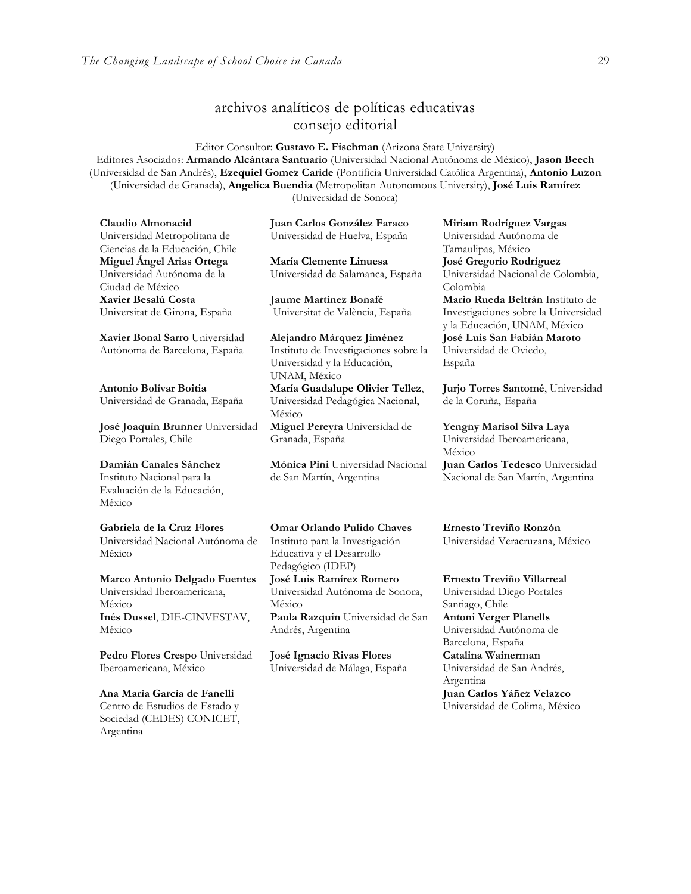## archivos analíticos de políticas educativas
## consejo editorial

Editor Consultor: **Gustavo E. Fischman** (Arizona State University)
Editores Asociados: **Armando Alcántara Santuario** (Universidad Nacional Autónoma de México), **Jason Beech** (Universidad de San Andrés), **Ezequiel Gomez Caride** (Pontificia Universidad Católica Argentina), **Antonio Luzon** (Universidad de Granada), **Angelica Buendia** (Metropolitan Autonomous University), **José Luis Ramírez** (Universidad de Sonora)

**Claudio Almonacid** Universidad Metropolitana de Ciencias de la Educación, Chile

**Miguel Ángel Arias Ortega** Universidad Autónoma de la Ciudad de México

**Xavier Besalú Costa** Universitat de Girona, España

**Xavier Bonal Sarro** Universidad Autónoma de Barcelona, España

**Antonio Bolívar Boitia** Universidad de Granada, España

**José Joaquín Brunner** Universidad Diego Portales, Chile

**Damián Canales Sánchez** Instituto Nacional para la Evaluación de la Educación, México

**Gabriela de la Cruz Flores** Universidad Nacional Autónoma de México

**Marco Antonio Delgado Fuentes** Universidad Iberoamericana, México

**Inés Dussel**, DIE-CINVESTAV, México

**Pedro Flores Crespo** Universidad Iberoamericana, México

**Ana María García de Fanelli** Centro de Estudios de Estado y Sociedad (CEDES) CONICET, Argentina

**Juan Carlos González Faraco** Universidad de Huelva, España

**María Clemente Linuesa** Universidad de Salamanca, España

**Jaume Martínez Bonafé** Universitat de València, España

**Alejandro Márquez Jiménez** Instituto de Investigaciones sobre la Universidad y la Educación, UNAM, México

**María Guadalupe Olivier Tellez**, Universidad Pedagógica Nacional, México

**Miguel Pereyra** Universidad de Granada, España

**Mónica Pini** Universidad Nacional de San Martín, Argentina

**Omar Orlando Pulido Chaves** Instituto para la Investigación Educativa y el Desarrollo Pedagógico (IDEP)

**José Luis Ramírez Romero** Universidad Autónoma de Sonora, México

**Paula Razquin** Universidad de San Andrés, Argentina

**José Ignacio Rivas Flores** Universidad de Málaga, España

**Miriam Rodríguez Vargas** Universidad Autónoma de Tamaulipas, México

**José Gregorio Rodríguez** Universidad Nacional de Colombia, Colombia

**Mario Rueda Beltrán** Instituto de Investigaciones sobre la Universidad y la Educación, UNAM, México

**José Luis San Fabián Maroto** Universidad de Oviedo, España

**Jurjo Torres Santomé**, Universidad de la Coruña, España

**Yengny Marisol Silva Laya** Universidad Iberoamericana, México

**Juan Carlos Tedesco** Universidad Nacional de San Martín, Argentina

**Ernesto Treviño Ronzón** Universidad Veracruzana, México

**Ernesto Treviño Villarreal** Universidad Diego Portales Santiago, Chile

**Antoni Verger Planells** Universidad Autónoma de Barcelona, España

**Catalina Wainerman** Universidad de San Andrés, Argentina

**Juan Carlos Yáñez Velazco** Universidad de Colima, México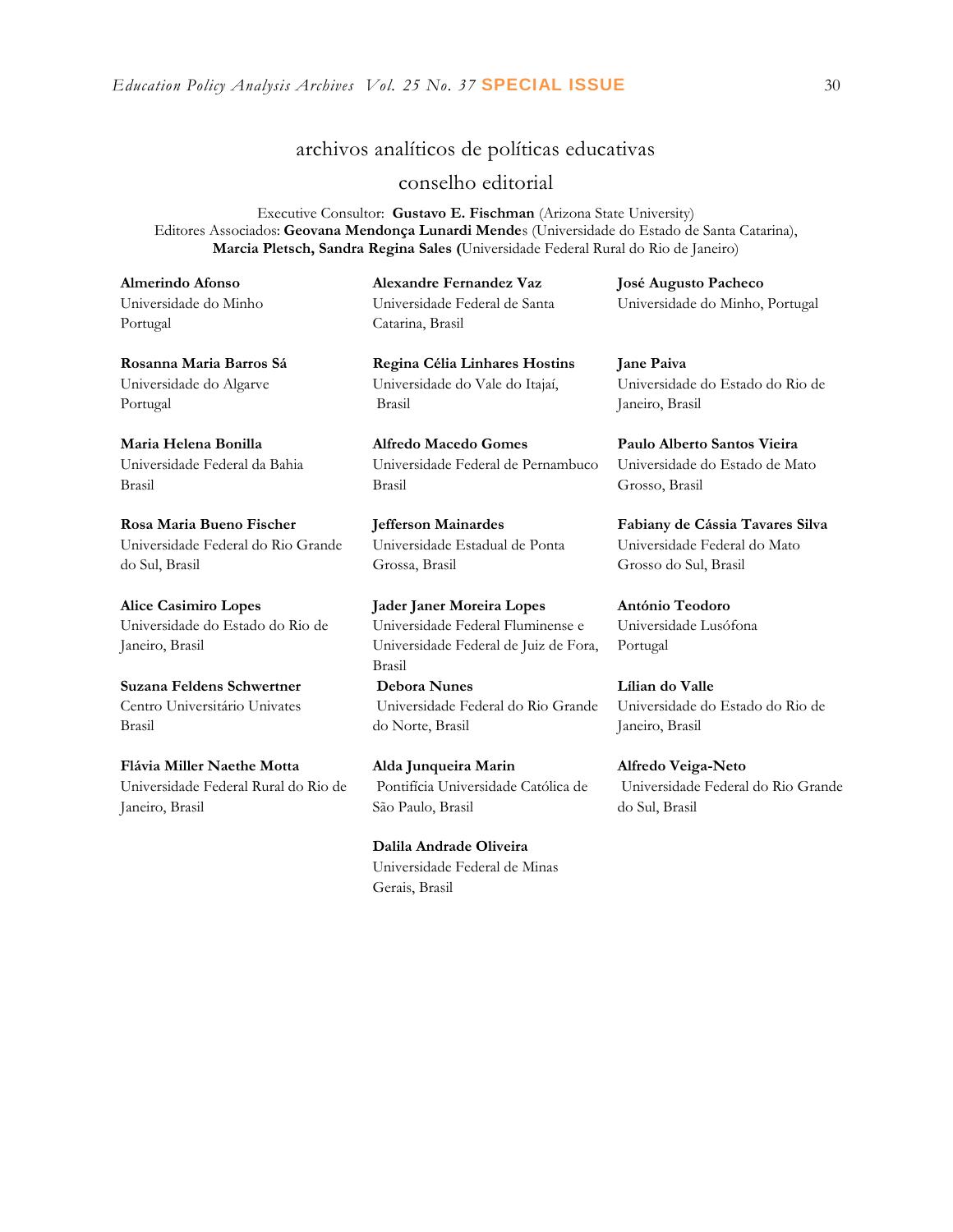## archivos analíticos de políticas educativas

## conselho editorial

Executive Consultor: **Gustavo E. Fischman** (Arizona State University)
Editores Associados: **Geovana Mendonça Lunardi Mende**s (Universidade do Estado de Santa Catarina),
**Marcia Pletsch, Sandra Regina Sales (**Universidade Federal Rural do Rio de Janeiro)

**Almerindo Afonso**
Universidade do Minho
Portugal

**Rosanna Maria Barros Sá**
Universidade do Algarve
Portugal

**Maria Helena Bonilla**
Universidade Federal da Bahia
Brasil

**Rosa Maria Bueno Fischer**
Universidade Federal do Rio Grande do Sul, Brasil

**Alice Casimiro Lopes**
Universidade do Estado do Rio de Janeiro, Brasil

**Suzana Feldens Schwertner**
Centro Universitário Univates
Brasil

**Flávia Miller Naethe Motta**
Universidade Federal Rural do Rio de Janeiro, Brasil

**Alexandre Fernandez Vaz**
Universidade Federal de Santa Catarina, Brasil

**Regina Célia Linhares Hostins**
Universidade do Vale do Itajaí, Brasil

**Alfredo Macedo Gomes**
Universidade Federal de Pernambuco
Brasil

**Jefferson Mainardes**
Universidade Estadual de Ponta Grossa, Brasil

**Jader Janer Moreira Lopes**
Universidade Federal Fluminense e Universidade Federal de Juiz de Fora, Brasil

**Debora Nunes**
Universidade Federal do Rio Grande do Norte, Brasil

**Alda Junqueira Marin**
Pontifícia Universidade Católica de São Paulo, Brasil

**Dalila Andrade Oliveira**
Universidade Federal de Minas Gerais, Brasil

**José Augusto Pacheco**
Universidade do Minho, Portugal

**Jane Paiva**
Universidade do Estado do Rio de Janeiro, Brasil

**Paulo Alberto Santos Vieira**
Universidade do Estado de Mato Grosso, Brasil

**Fabiany de Cássia Tavares Silva**
Universidade Federal do Mato Grosso do Sul, Brasil

**António Teodoro**
Universidade Lusófona
Portugal

**Lílian do Valle**
Universidade do Estado do Rio de Janeiro, Brasil

**Alfredo Veiga-Neto**
Universidade Federal do Rio Grande do Sul, Brasil